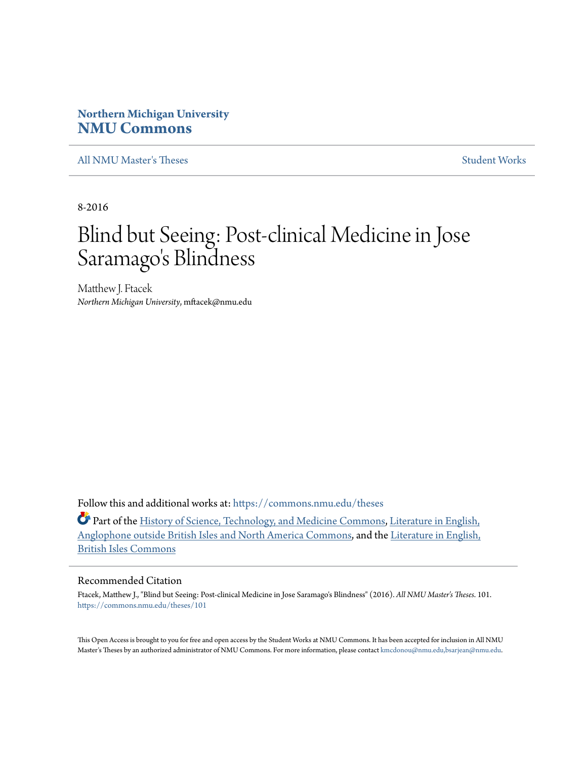**Northern Michigan University**
**NMU Commons**

All NMU Master's Theses | Student Works

8-2016

# Blind but Seeing: Post-clinical Medicine in Jose Saramago's Blindness

Matthew J. Ftacek
*Northern Michigan University*, mftacek@nmu.edu

Follow this and additional works at: https://commons.nmu.edu/theses

Part of the History of Science, Technology, and Medicine Commons, Literature in English, Anglophone outside British Isles and North America Commons, and the Literature in English, British Isles Commons

## Recommended Citation

Ftacek, Matthew J., "Blind but Seeing: Post-clinical Medicine in Jose Saramago's Blindness" (2016). *All NMU Master's Theses*. 101.
https://commons.nmu.edu/theses/101

This Open Access is brought to you for free and open access by the Student Works at NMU Commons. It has been accepted for inclusion in All NMU Master's Theses by an authorized administrator of NMU Commons. For more information, please contact kmcdonou@nmu.edu,bsarjean@nmu.edu.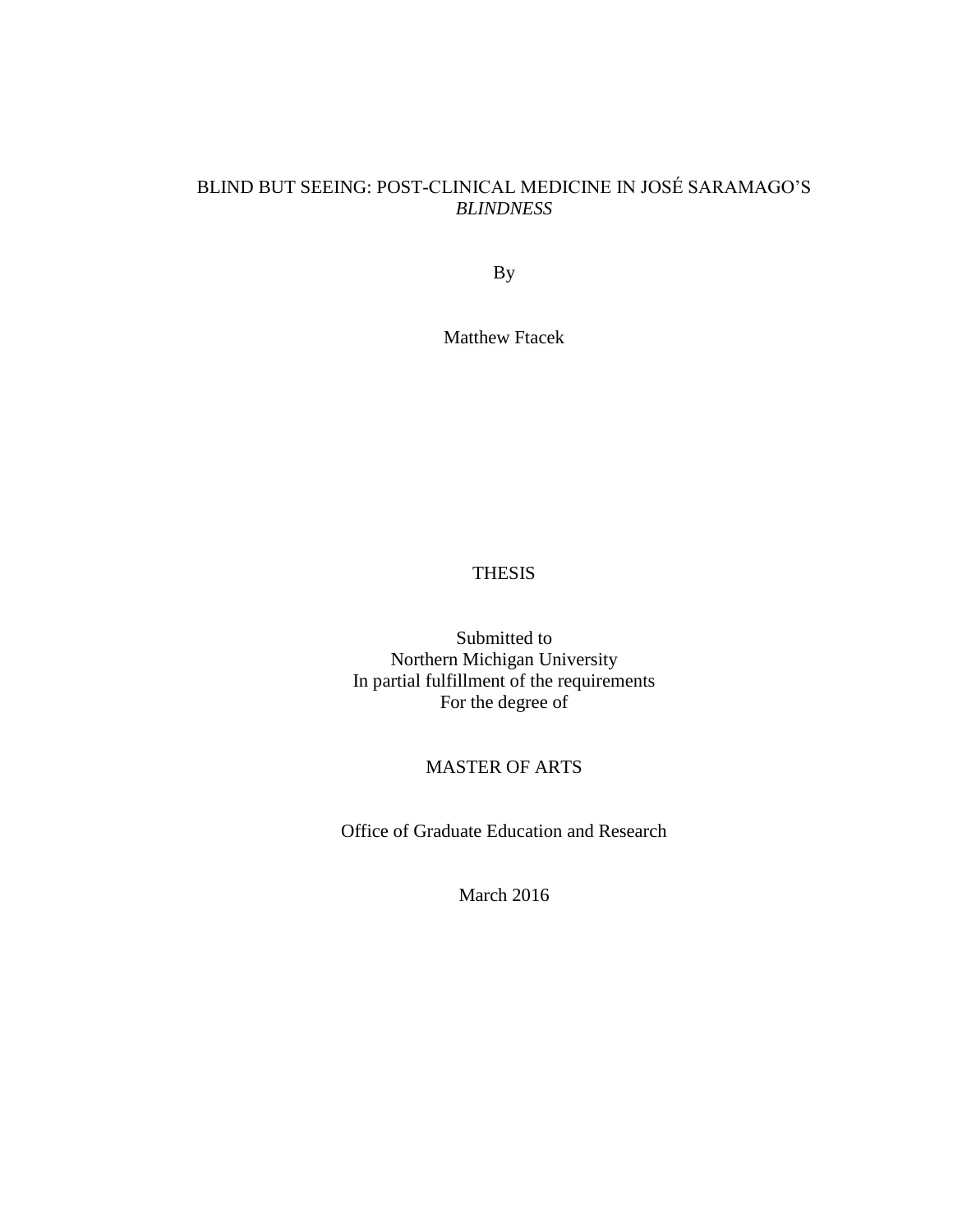# BLIND BUT SEEING: POST-CLINICAL MEDICINE IN JOSÉ SARAMAGO'S *BLINDNESS*

By

Matthew Ftacek

THESIS

Submitted to
Northern Michigan University
In partial fulfillment of the requirements
For the degree of

MASTER OF ARTS

Office of Graduate Education and Research

March 2016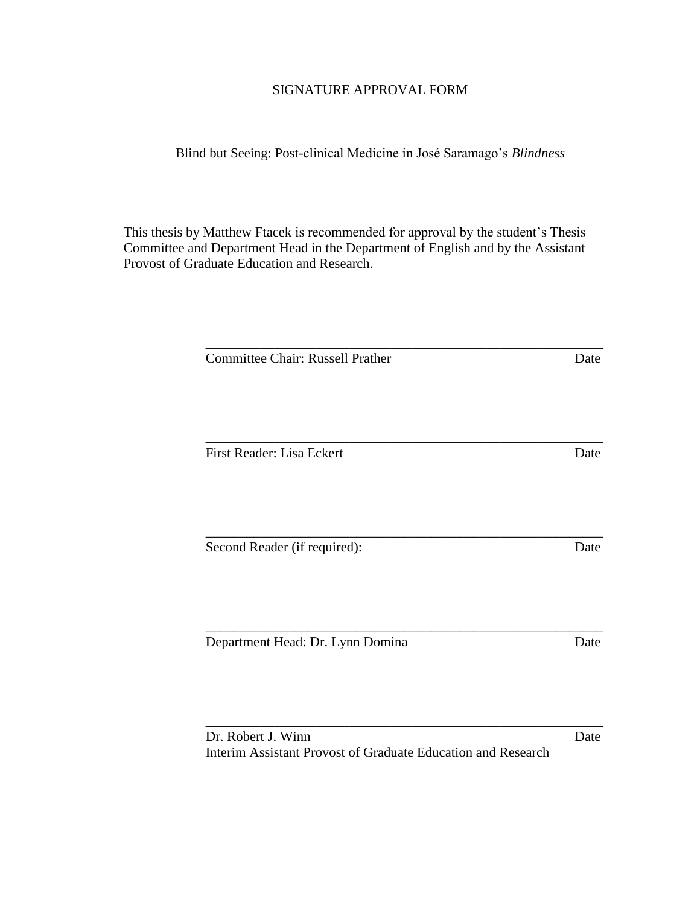SIGNATURE APPROVAL FORM

Blind but Seeing: Post-clinical Medicine in José Saramago's *Blindness*

This thesis by Matthew Ftacek is recommended for approval by the student's Thesis Committee and Department Head in the Department of English and by the Assistant Provost of Graduate Education and Research.

\_\_\_\_\_\_\_\_\_\_\_\_\_\_\_\_\_\_\_\_\_\_\_\_\_\_\_\_\_\_\_\_\_\_\_\_\_\_\_\_\_\_\_\_\_\_\_\_\_\_\_\_\_\_\_\_\_\_

Committee Chair: Russell Prather Date

\_\_\_\_\_\_\_\_\_\_\_\_\_\_\_\_\_\_\_\_\_\_\_\_\_\_\_\_\_\_\_\_\_\_\_\_\_\_\_\_\_\_\_\_\_\_\_\_\_\_\_\_\_\_\_\_\_\_

First Reader: Lisa Eckert Date

\_\_\_\_\_\_\_\_\_\_\_\_\_\_\_\_\_\_\_\_\_\_\_\_\_\_\_\_\_\_\_\_\_\_\_\_\_\_\_\_\_\_\_\_\_\_\_\_\_\_\_\_\_\_\_\_\_\_

Second Reader (if required): Date

\_\_\_\_\_\_\_\_\_\_\_\_\_\_\_\_\_\_\_\_\_\_\_\_\_\_\_\_\_\_\_\_\_\_\_\_\_\_\_\_\_\_\_\_\_\_\_\_\_\_\_\_\_\_\_\_\_\_

Department Head: Dr. Lynn Domina Date

\_\_\_\_\_\_\_\_\_\_\_\_\_\_\_\_\_\_\_\_\_\_\_\_\_\_\_\_\_\_\_\_\_\_\_\_\_\_\_\_\_\_\_\_\_\_\_\_\_\_\_\_\_\_\_\_\_\_

Dr. Robert J. Winn Date
Interim Assistant Provost of Graduate Education and Research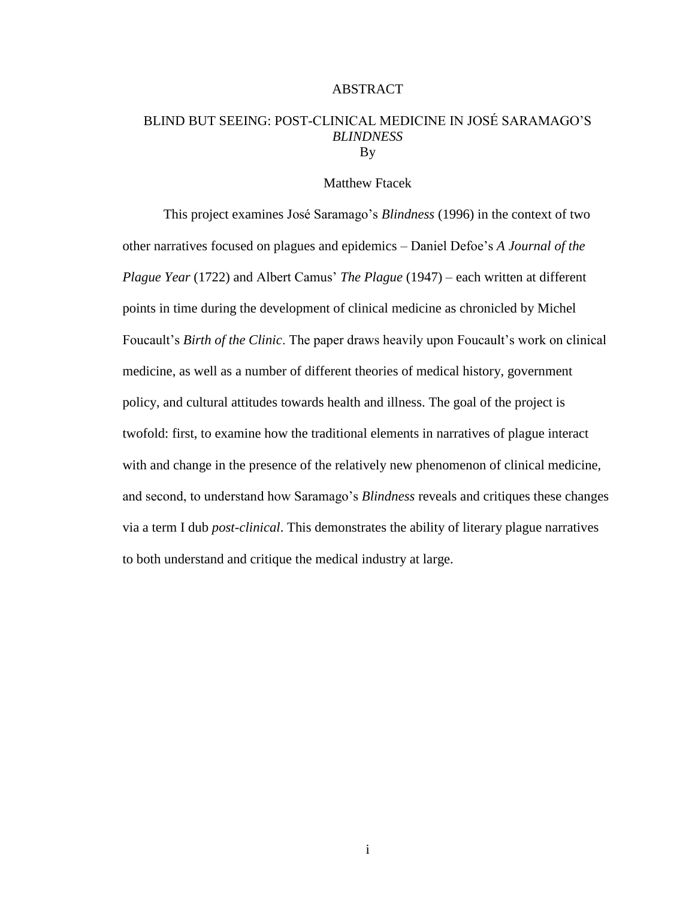# ABSTRACT

## BLIND BUT SEEING: POST-CLINICAL MEDICINE IN JOSÉ SARAMAGO'S *BLINDNESS*

By

Matthew Ftacek

This project examines José Saramago's *Blindness* (1996) in the context of two other narratives focused on plagues and epidemics – Daniel Defoe's *A Journal of the Plague Year* (1722) and Albert Camus' *The Plague* (1947) – each written at different points in time during the development of clinical medicine as chronicled by Michel Foucault's *Birth of the Clinic*. The paper draws heavily upon Foucault's work on clinical medicine, as well as a number of different theories of medical history, government policy, and cultural attitudes towards health and illness. The goal of the project is twofold: first, to examine how the traditional elements in narratives of plague interact with and change in the presence of the relatively new phenomenon of clinical medicine, and second, to understand how Saramago's *Blindness* reveals and critiques these changes via a term I dub *post-clinical*. This demonstrates the ability of literary plague narratives to both understand and critique the medical industry at large.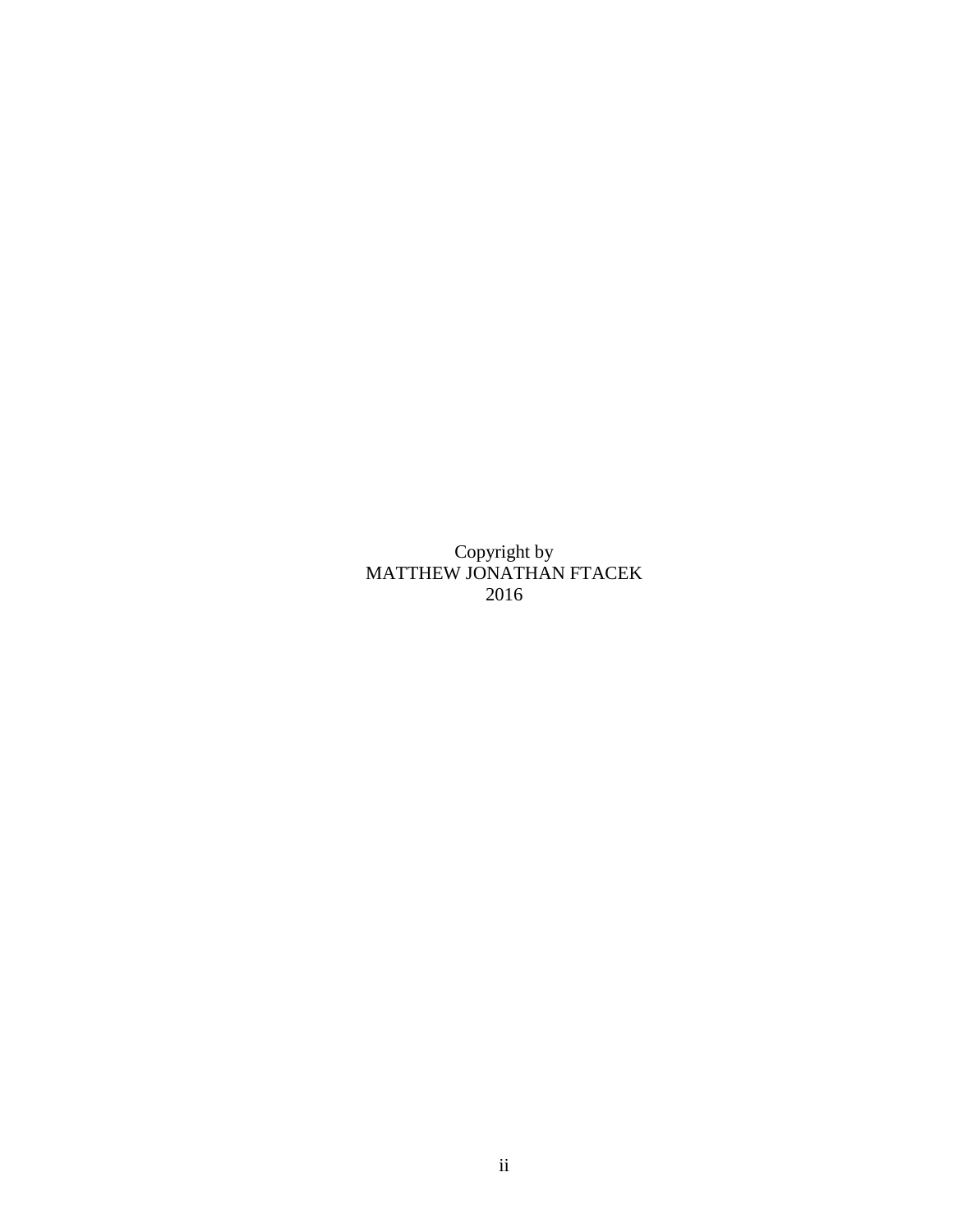Copyright by
MATTHEW JONATHAN FTACEK
2016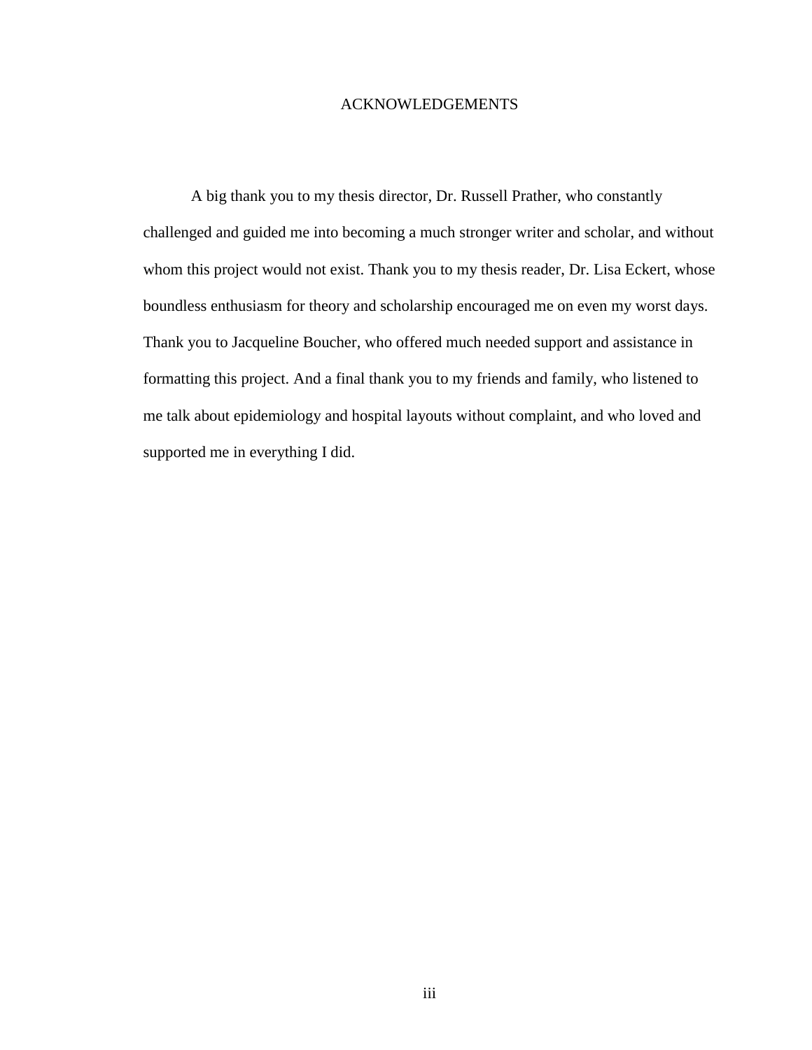# ACKNOWLEDGEMENTS

A big thank you to my thesis director, Dr. Russell Prather, who constantly challenged and guided me into becoming a much stronger writer and scholar, and without whom this project would not exist. Thank you to my thesis reader, Dr. Lisa Eckert, whose boundless enthusiasm for theory and scholarship encouraged me on even my worst days. Thank you to Jacqueline Boucher, who offered much needed support and assistance in formatting this project. And a final thank you to my friends and family, who listened to me talk about epidemiology and hospital layouts without complaint, and who loved and supported me in everything I did.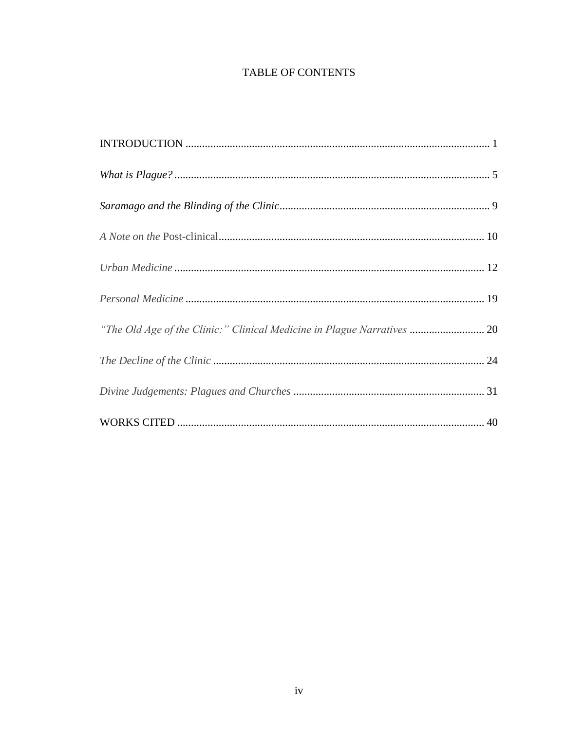# TABLE OF CONTENTS

INTRODUCTION ............................................................................................................. 1

*What is Plague?* .................................................................................................................. 5

*Saramago and the Blinding of the Clinic* ............................................................................ 9

*A Note on the* Post-clinical ............................................................................................... 10

*Urban Medicine* ................................................................................................................ 12

*Personal Medicine* ............................................................................................................ 19

*"The Old Age of the Clinic:" Clinical Medicine in Plague Narratives* ........................... 20

*The Decline of the Clinic* ................................................................................................. 24

*Divine Judgements: Plagues and Churches* ..................................................................... 31

WORKS CITED ............................................................................................................... 40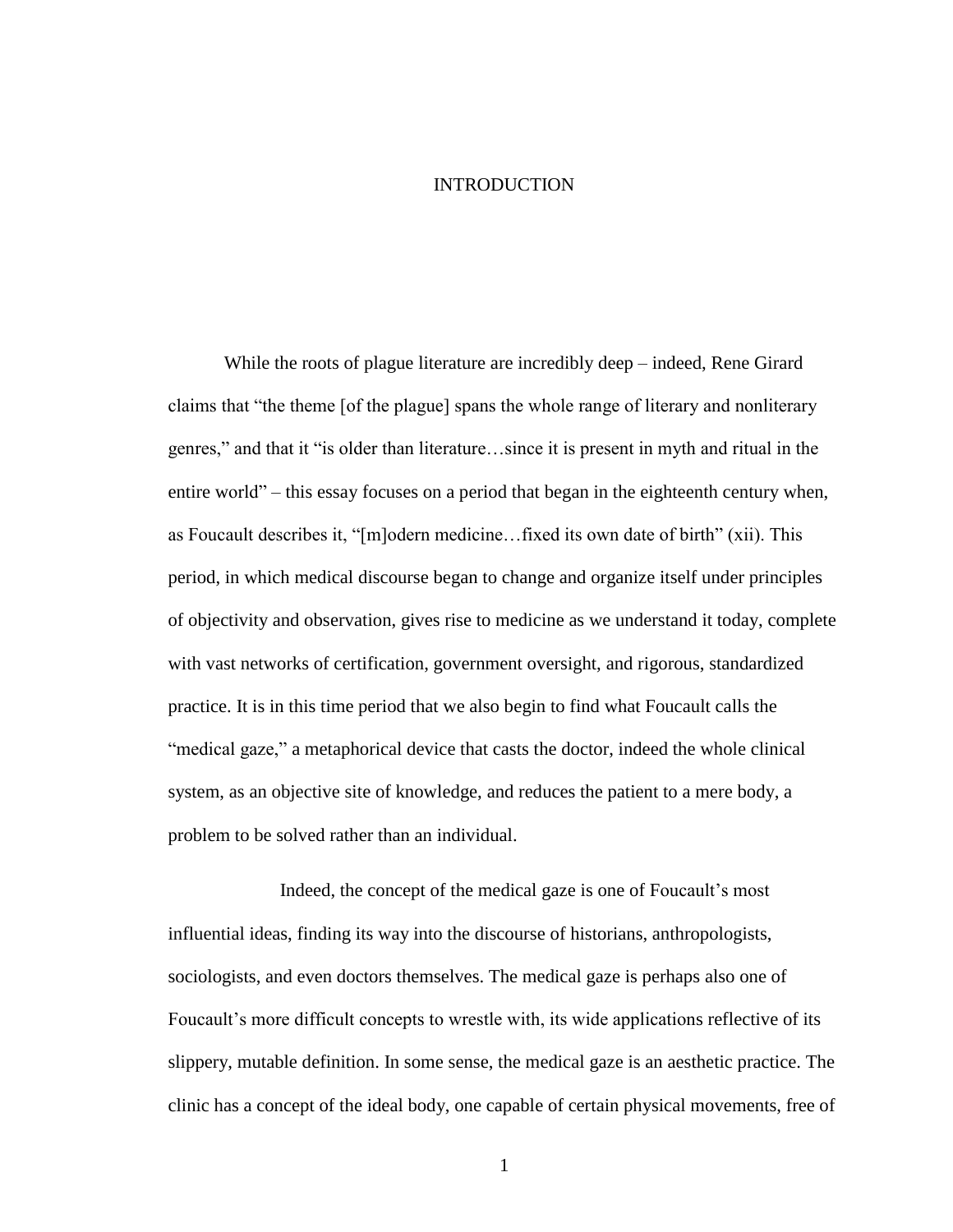# INTRODUCTION

While the roots of plague literature are incredibly deep – indeed, Rene Girard claims that "the theme [of the plague] spans the whole range of literary and nonliterary genres," and that it "is older than literature…since it is present in myth and ritual in the entire world" – this essay focuses on a period that began in the eighteenth century when, as Foucault describes it, "[m]odern medicine…fixed its own date of birth" (xii). This period, in which medical discourse began to change and organize itself under principles of objectivity and observation, gives rise to medicine as we understand it today, complete with vast networks of certification, government oversight, and rigorous, standardized practice. It is in this time period that we also begin to find what Foucault calls the "medical gaze," a metaphorical device that casts the doctor, indeed the whole clinical system, as an objective site of knowledge, and reduces the patient to a mere body, a problem to be solved rather than an individual.

Indeed, the concept of the medical gaze is one of Foucault's most influential ideas, finding its way into the discourse of historians, anthropologists, sociologists, and even doctors themselves. The medical gaze is perhaps also one of Foucault's more difficult concepts to wrestle with, its wide applications reflective of its slippery, mutable definition. In some sense, the medical gaze is an aesthetic practice. The clinic has a concept of the ideal body, one capable of certain physical movements, free of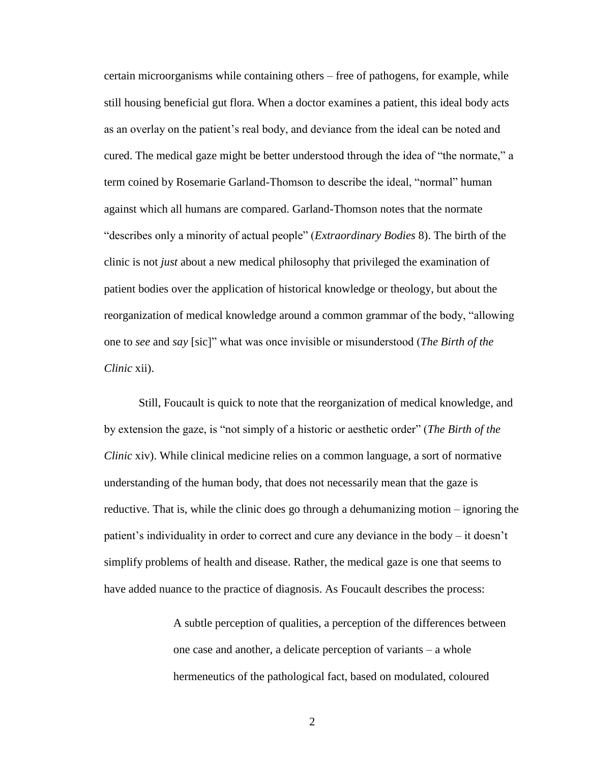certain microorganisms while containing others – free of pathogens, for example, while still housing beneficial gut flora. When a doctor examines a patient, this ideal body acts as an overlay on the patient's real body, and deviance from the ideal can be noted and cured. The medical gaze might be better understood through the idea of "the normate," a term coined by Rosemarie Garland-Thomson to describe the ideal, "normal" human against which all humans are compared. Garland-Thomson notes that the normate "describes only a minority of actual people" (*Extraordinary Bodies* 8). The birth of the clinic is not *just* about a new medical philosophy that privileged the examination of patient bodies over the application of historical knowledge or theology, but about the reorganization of medical knowledge around a common grammar of the body, "allowing one to *see* and *say* [sic]" what was once invisible or misunderstood (*The Birth of the Clinic* xii).

Still, Foucault is quick to note that the reorganization of medical knowledge, and by extension the gaze, is "not simply of a historic or aesthetic order" (*The Birth of the Clinic* xiv). While clinical medicine relies on a common language, a sort of normative understanding of the human body, that does not necessarily mean that the gaze is reductive. That is, while the clinic does go through a dehumanizing motion – ignoring the patient's individuality in order to correct and cure any deviance in the body – it doesn't simplify problems of health and disease. Rather, the medical gaze is one that seems to have added nuance to the practice of diagnosis. As Foucault describes the process:

> A subtle perception of qualities, a perception of the differences between one case and another, a delicate perception of variants – a whole hermeneutics of the pathological fact, based on modulated, coloured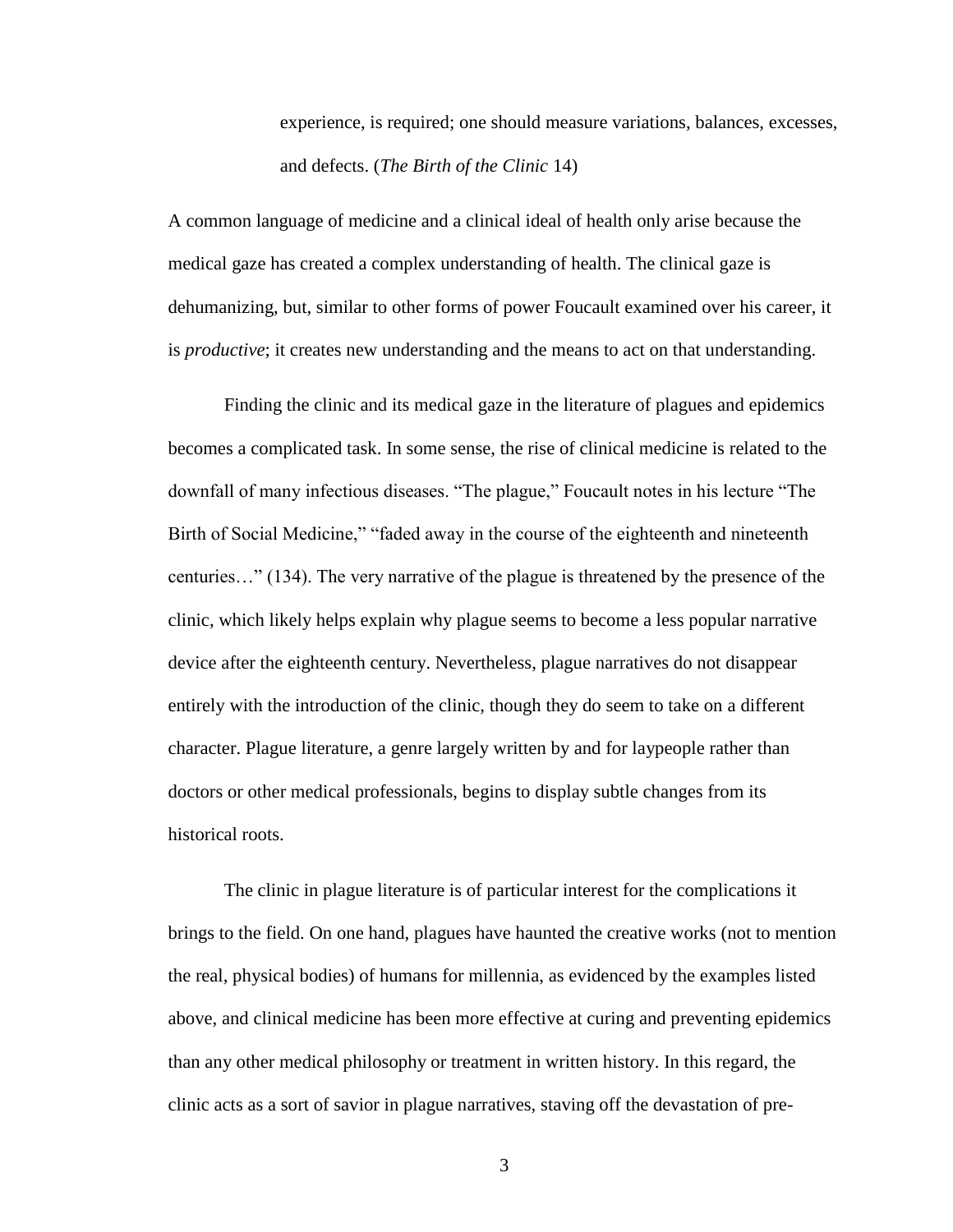> experience, is required; one should measure variations, balances, excesses, and defects. (*The Birth of the Clinic* 14)

A common language of medicine and a clinical ideal of health only arise because the medical gaze has created a complex understanding of health. The clinical gaze is dehumanizing, but, similar to other forms of power Foucault examined over his career, it is *productive*; it creates new understanding and the means to act on that understanding.

Finding the clinic and its medical gaze in the literature of plagues and epidemics becomes a complicated task. In some sense, the rise of clinical medicine is related to the downfall of many infectious diseases. "The plague," Foucault notes in his lecture "The Birth of Social Medicine," "faded away in the course of the eighteenth and nineteenth centuries…" (134). The very narrative of the plague is threatened by the presence of the clinic, which likely helps explain why plague seems to become a less popular narrative device after the eighteenth century. Nevertheless, plague narratives do not disappear entirely with the introduction of the clinic, though they do seem to take on a different character. Plague literature, a genre largely written by and for laypeople rather than doctors or other medical professionals, begins to display subtle changes from its historical roots.

The clinic in plague literature is of particular interest for the complications it brings to the field. On one hand, plagues have haunted the creative works (not to mention the real, physical bodies) of humans for millennia, as evidenced by the examples listed above, and clinical medicine has been more effective at curing and preventing epidemics than any other medical philosophy or treatment in written history. In this regard, the clinic acts as a sort of savior in plague narratives, staving off the devastation of pre-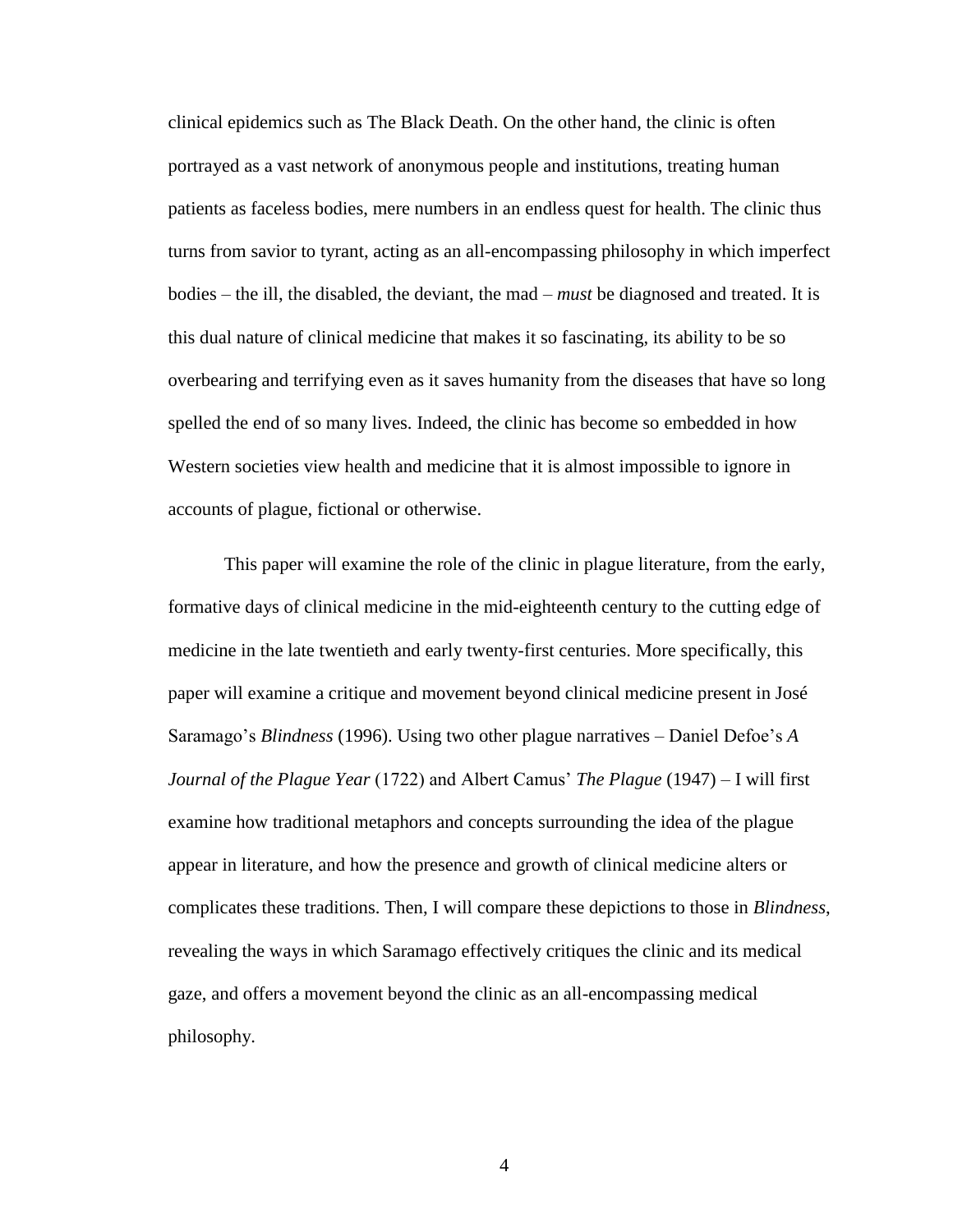clinical epidemics such as The Black Death. On the other hand, the clinic is often portrayed as a vast network of anonymous people and institutions, treating human patients as faceless bodies, mere numbers in an endless quest for health. The clinic thus turns from savior to tyrant, acting as an all-encompassing philosophy in which imperfect bodies – the ill, the disabled, the deviant, the mad – *must* be diagnosed and treated. It is this dual nature of clinical medicine that makes it so fascinating, its ability to be so overbearing and terrifying even as it saves humanity from the diseases that have so long spelled the end of so many lives. Indeed, the clinic has become so embedded in how Western societies view health and medicine that it is almost impossible to ignore in accounts of plague, fictional or otherwise.

This paper will examine the role of the clinic in plague literature, from the early, formative days of clinical medicine in the mid-eighteenth century to the cutting edge of medicine in the late twentieth and early twenty-first centuries. More specifically, this paper will examine a critique and movement beyond clinical medicine present in José Saramago's *Blindness* (1996). Using two other plague narratives – Daniel Defoe's *A Journal of the Plague Year* (1722) and Albert Camus' *The Plague* (1947) – I will first examine how traditional metaphors and concepts surrounding the idea of the plague appear in literature, and how the presence and growth of clinical medicine alters or complicates these traditions. Then, I will compare these depictions to those in *Blindness*, revealing the ways in which Saramago effectively critiques the clinic and its medical gaze, and offers a movement beyond the clinic as an all-encompassing medical philosophy.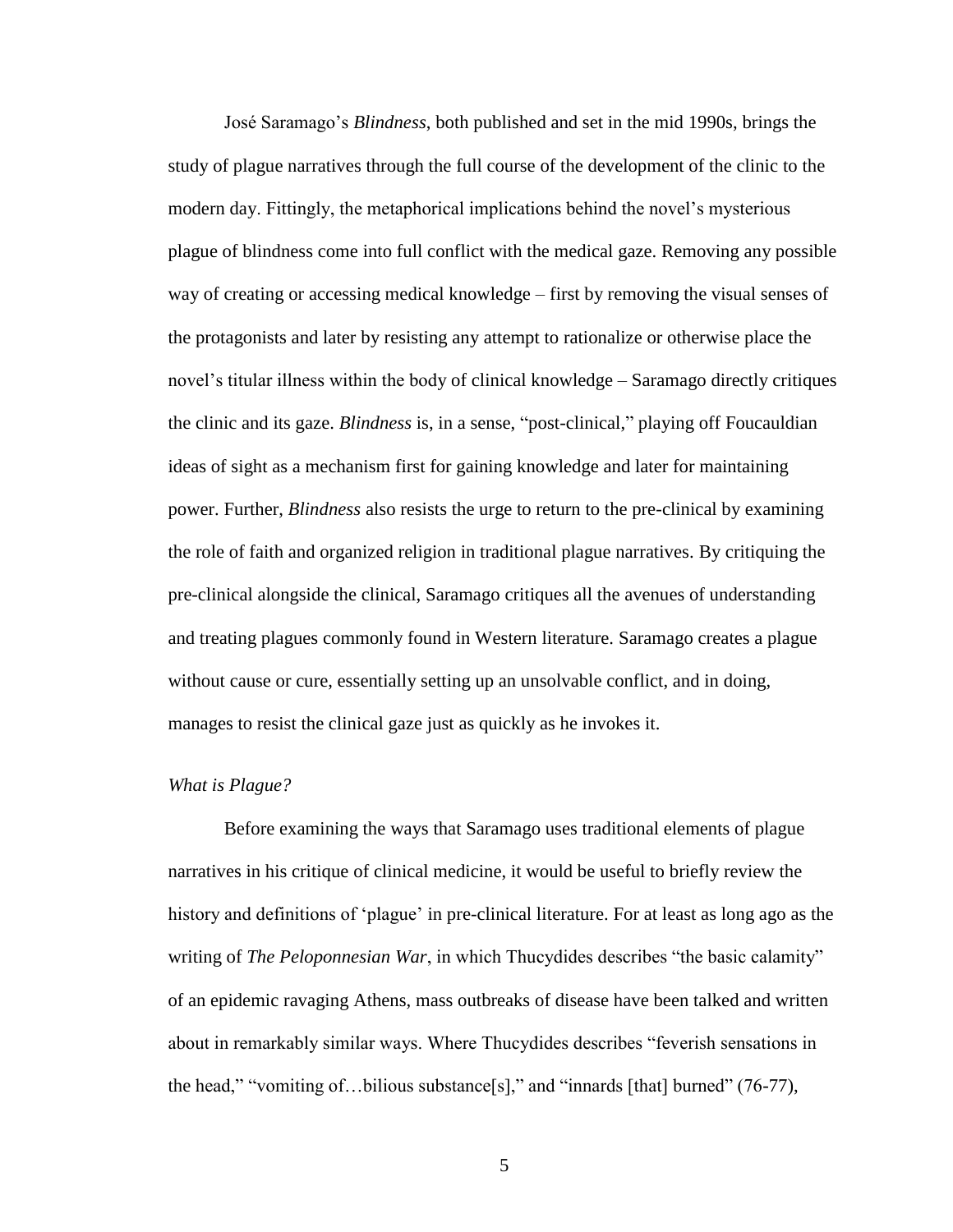José Saramago's *Blindness*, both published and set in the mid 1990s, brings the study of plague narratives through the full course of the development of the clinic to the modern day. Fittingly, the metaphorical implications behind the novel's mysterious plague of blindness come into full conflict with the medical gaze. Removing any possible way of creating or accessing medical knowledge – first by removing the visual senses of the protagonists and later by resisting any attempt to rationalize or otherwise place the novel's titular illness within the body of clinical knowledge – Saramago directly critiques the clinic and its gaze. *Blindness* is, in a sense, "post-clinical," playing off Foucauldian ideas of sight as a mechanism first for gaining knowledge and later for maintaining power. Further, *Blindness* also resists the urge to return to the pre-clinical by examining the role of faith and organized religion in traditional plague narratives. By critiquing the pre-clinical alongside the clinical, Saramago critiques all the avenues of understanding and treating plagues commonly found in Western literature. Saramago creates a plague without cause or cure, essentially setting up an unsolvable conflict, and in doing, manages to resist the clinical gaze just as quickly as he invokes it.

*What is Plague?*

Before examining the ways that Saramago uses traditional elements of plague narratives in his critique of clinical medicine, it would be useful to briefly review the history and definitions of 'plague' in pre-clinical literature. For at least as long ago as the writing of *The Peloponnesian War*, in which Thucydides describes "the basic calamity" of an epidemic ravaging Athens, mass outbreaks of disease have been talked and written about in remarkably similar ways. Where Thucydides describes "feverish sensations in the head," "vomiting of…bilious substance[s]," and "innards [that] burned" (76-77),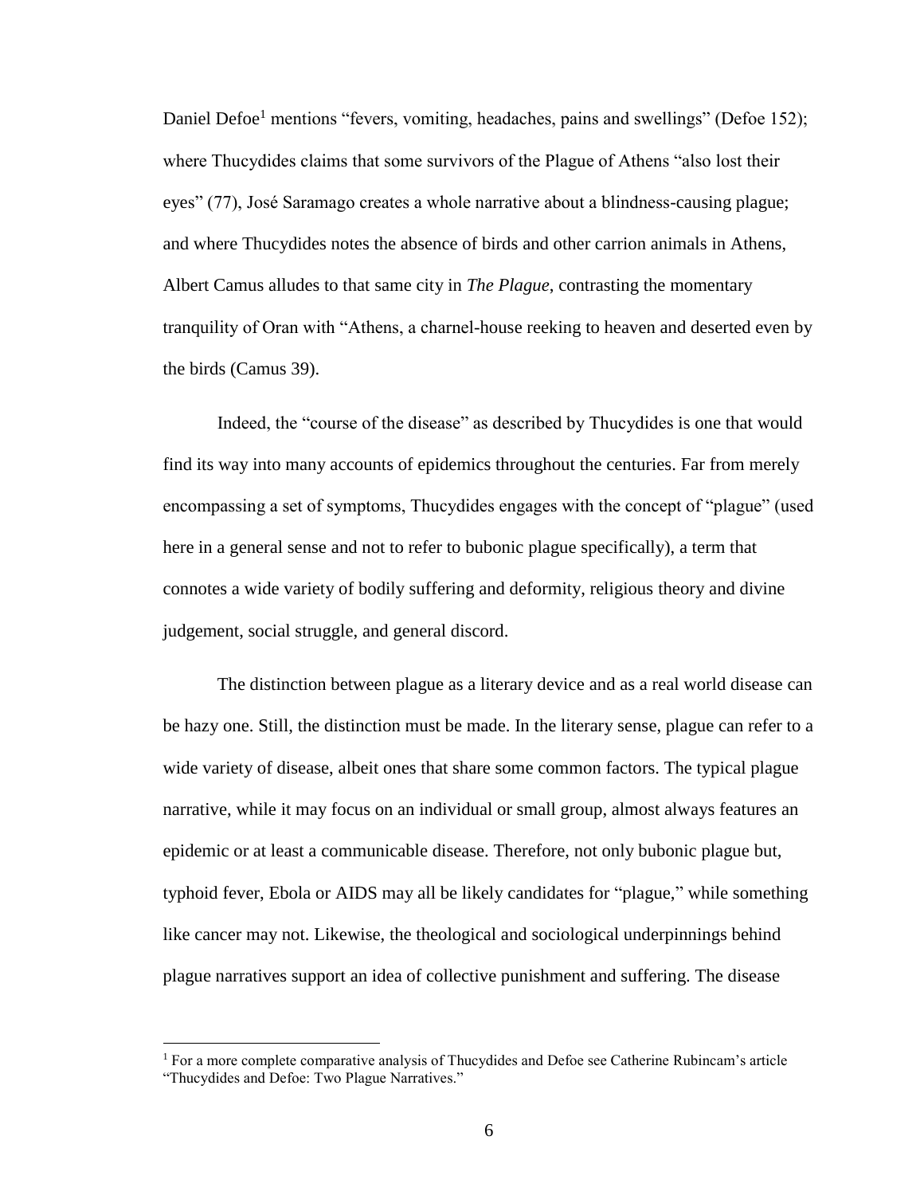Daniel Defoe[1] mentions "fevers, vomiting, headaches, pains and swellings" (Defoe 152); where Thucydides claims that some survivors of the Plague of Athens "also lost their eyes" (77), José Saramago creates a whole narrative about a blindness-causing plague; and where Thucydides notes the absence of birds and other carrion animals in Athens, Albert Camus alludes to that same city in *The Plague*, contrasting the momentary tranquility of Oran with "Athens, a charnel-house reeking to heaven and deserted even by the birds (Camus 39).

Indeed, the "course of the disease" as described by Thucydides is one that would find its way into many accounts of epidemics throughout the centuries. Far from merely encompassing a set of symptoms, Thucydides engages with the concept of "plague" (used here in a general sense and not to refer to bubonic plague specifically), a term that connotes a wide variety of bodily suffering and deformity, religious theory and divine judgement, social struggle, and general discord.

The distinction between plague as a literary device and as a real world disease can be hazy one. Still, the distinction must be made. In the literary sense, plague can refer to a wide variety of disease, albeit ones that share some common factors. The typical plague narrative, while it may focus on an individual or small group, almost always features an epidemic or at least a communicable disease. Therefore, not only bubonic plague but, typhoid fever, Ebola or AIDS may all be likely candidates for "plague," while something like cancer may not. Likewise, the theological and sociological underpinnings behind plague narratives support an idea of collective punishment and suffering. The disease

[1] For a more complete comparative analysis of Thucydides and Defoe see Catherine Rubincam's article "Thucydides and Defoe: Two Plague Narratives."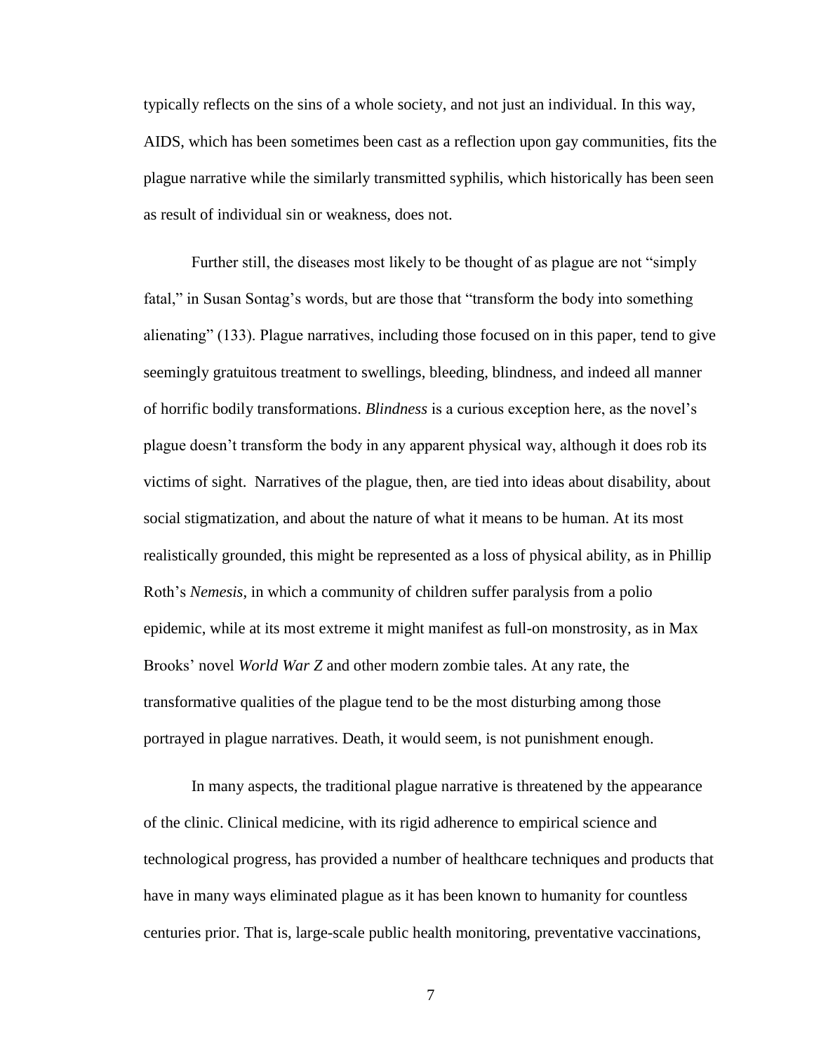typically reflects on the sins of a whole society, and not just an individual. In this way, AIDS, which has been sometimes been cast as a reflection upon gay communities, fits the plague narrative while the similarly transmitted syphilis, which historically has been seen as result of individual sin or weakness, does not.

Further still, the diseases most likely to be thought of as plague are not "simply fatal," in Susan Sontag's words, but are those that "transform the body into something alienating" (133). Plague narratives, including those focused on in this paper, tend to give seemingly gratuitous treatment to swellings, bleeding, blindness, and indeed all manner of horrific bodily transformations. *Blindness* is a curious exception here, as the novel's plague doesn't transform the body in any apparent physical way, although it does rob its victims of sight. Narratives of the plague, then, are tied into ideas about disability, about social stigmatization, and about the nature of what it means to be human. At its most realistically grounded, this might be represented as a loss of physical ability, as in Phillip Roth's *Nemesis*, in which a community of children suffer paralysis from a polio epidemic, while at its most extreme it might manifest as full-on monstrosity, as in Max Brooks' novel *World War Z* and other modern zombie tales. At any rate, the transformative qualities of the plague tend to be the most disturbing among those portrayed in plague narratives. Death, it would seem, is not punishment enough.

In many aspects, the traditional plague narrative is threatened by the appearance of the clinic. Clinical medicine, with its rigid adherence to empirical science and technological progress, has provided a number of healthcare techniques and products that have in many ways eliminated plague as it has been known to humanity for countless centuries prior. That is, large-scale public health monitoring, preventative vaccinations,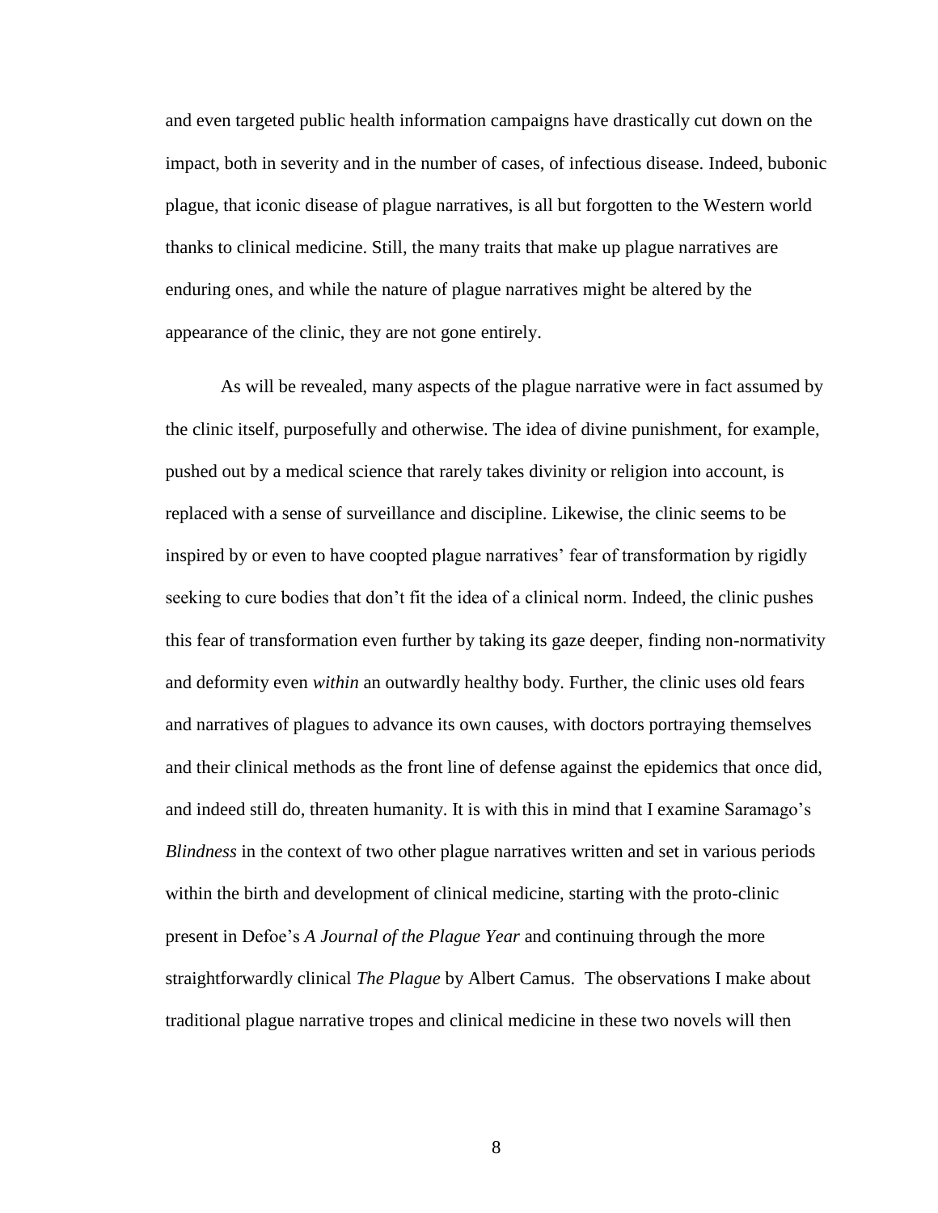and even targeted public health information campaigns have drastically cut down on the impact, both in severity and in the number of cases, of infectious disease. Indeed, bubonic plague, that iconic disease of plague narratives, is all but forgotten to the Western world thanks to clinical medicine. Still, the many traits that make up plague narratives are enduring ones, and while the nature of plague narratives might be altered by the appearance of the clinic, they are not gone entirely.

As will be revealed, many aspects of the plague narrative were in fact assumed by the clinic itself, purposefully and otherwise. The idea of divine punishment, for example, pushed out by a medical science that rarely takes divinity or religion into account, is replaced with a sense of surveillance and discipline. Likewise, the clinic seems to be inspired by or even to have coopted plague narratives' fear of transformation by rigidly seeking to cure bodies that don't fit the idea of a clinical norm. Indeed, the clinic pushes this fear of transformation even further by taking its gaze deeper, finding non-normativity and deformity even *within* an outwardly healthy body. Further, the clinic uses old fears and narratives of plagues to advance its own causes, with doctors portraying themselves and their clinical methods as the front line of defense against the epidemics that once did, and indeed still do, threaten humanity. It is with this in mind that I examine Saramago's *Blindness* in the context of two other plague narratives written and set in various periods within the birth and development of clinical medicine, starting with the proto-clinic present in Defoe's *A Journal of the Plague Year* and continuing through the more straightforwardly clinical *The Plague* by Albert Camus. The observations I make about traditional plague narrative tropes and clinical medicine in these two novels will then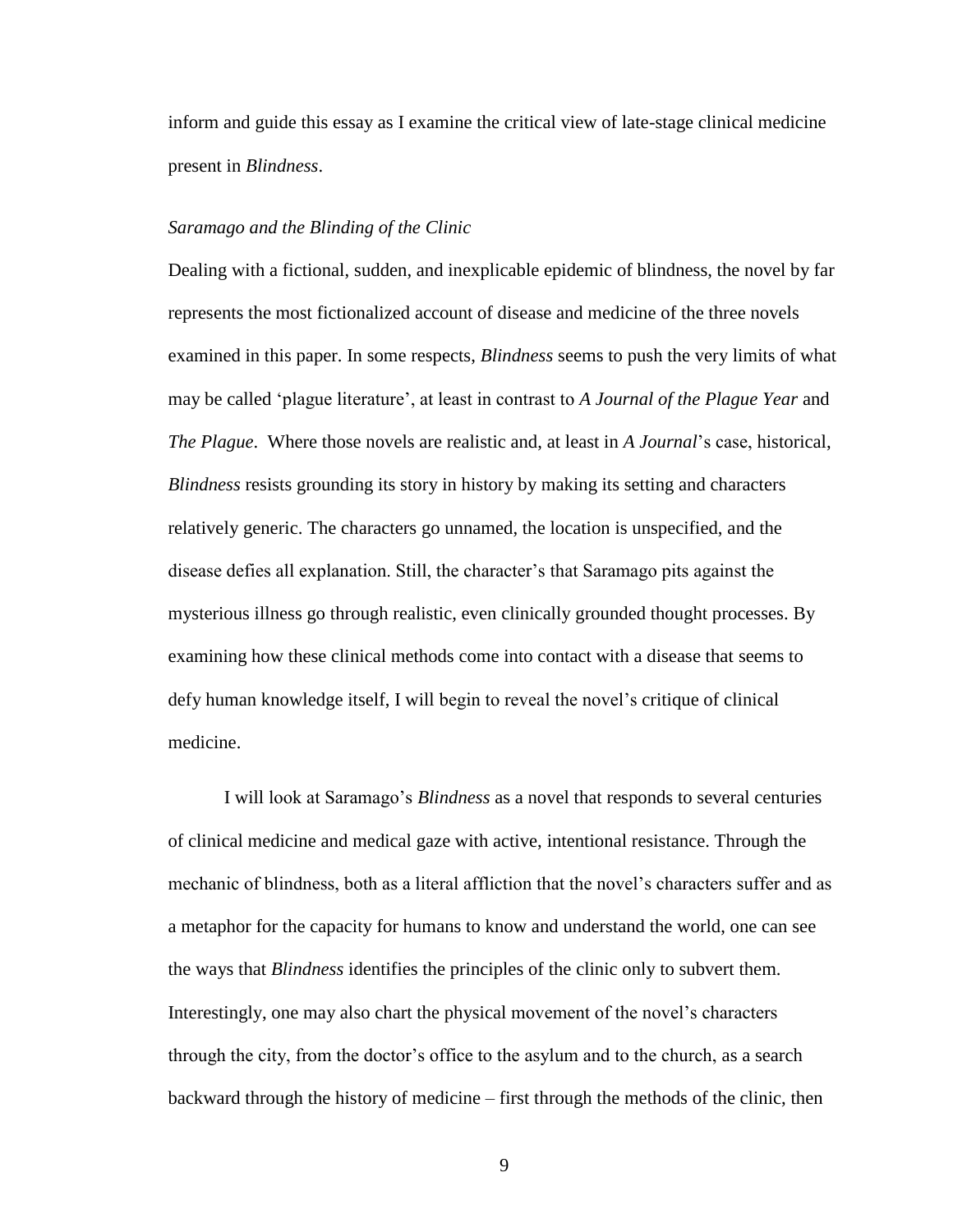inform and guide this essay as I examine the critical view of late-stage clinical medicine present in *Blindness*.

### *Saramago and the Blinding of the Clinic*

Dealing with a fictional, sudden, and inexplicable epidemic of blindness, the novel by far represents the most fictionalized account of disease and medicine of the three novels examined in this paper. In some respects, *Blindness* seems to push the very limits of what may be called 'plague literature', at least in contrast to *A Journal of the Plague Year* and *The Plague*. Where those novels are realistic and, at least in *A Journal*'s case, historical, *Blindness* resists grounding its story in history by making its setting and characters relatively generic. The characters go unnamed, the location is unspecified, and the disease defies all explanation. Still, the character's that Saramago pits against the mysterious illness go through realistic, even clinically grounded thought processes. By examining how these clinical methods come into contact with a disease that seems to defy human knowledge itself, I will begin to reveal the novel's critique of clinical medicine.

I will look at Saramago's *Blindness* as a novel that responds to several centuries of clinical medicine and medical gaze with active, intentional resistance. Through the mechanic of blindness, both as a literal affliction that the novel's characters suffer and as a metaphor for the capacity for humans to know and understand the world, one can see the ways that *Blindness* identifies the principles of the clinic only to subvert them. Interestingly, one may also chart the physical movement of the novel's characters through the city, from the doctor's office to the asylum and to the church, as a search backward through the history of medicine – first through the methods of the clinic, then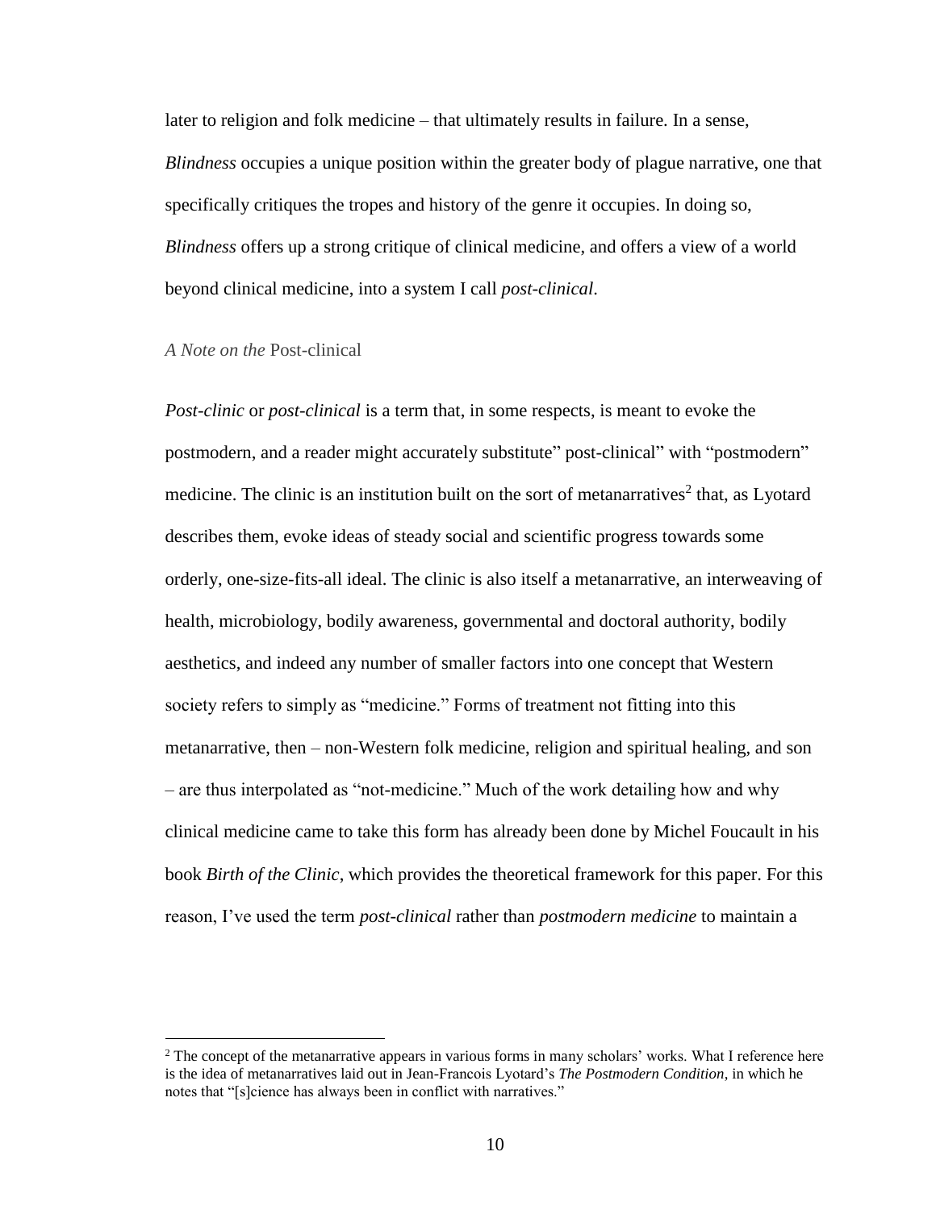later to religion and folk medicine – that ultimately results in failure. In a sense, *Blindness* occupies a unique position within the greater body of plague narrative, one that specifically critiques the tropes and history of the genre it occupies. In doing so, *Blindness* offers up a strong critique of clinical medicine, and offers a view of a world beyond clinical medicine, into a system I call *post-clinical*.

### *A Note on the* Post-clinical

*Post-clinic* or *post-clinical* is a term that, in some respects, is meant to evoke the postmodern, and a reader might accurately substitute" post-clinical" with "postmodern" medicine. The clinic is an institution built on the sort of metanarratives[2] that, as Lyotard describes them, evoke ideas of steady social and scientific progress towards some orderly, one-size-fits-all ideal. The clinic is also itself a metanarrative, an interweaving of health, microbiology, bodily awareness, governmental and doctoral authority, bodily aesthetics, and indeed any number of smaller factors into one concept that Western society refers to simply as "medicine." Forms of treatment not fitting into this metanarrative, then – non-Western folk medicine, religion and spiritual healing, and son – are thus interpolated as "not-medicine." Much of the work detailing how and why clinical medicine came to take this form has already been done by Michel Foucault in his book *Birth of the Clinic*, which provides the theoretical framework for this paper. For this reason, I've used the term *post-clinical* rather than *postmodern medicine* to maintain a

[2] The concept of the metanarrative appears in various forms in many scholars' works. What I reference here is the idea of metanarratives laid out in Jean-Francois Lyotard's *The Postmodern Condition*, in which he notes that "[s]cience has always been in conflict with narratives."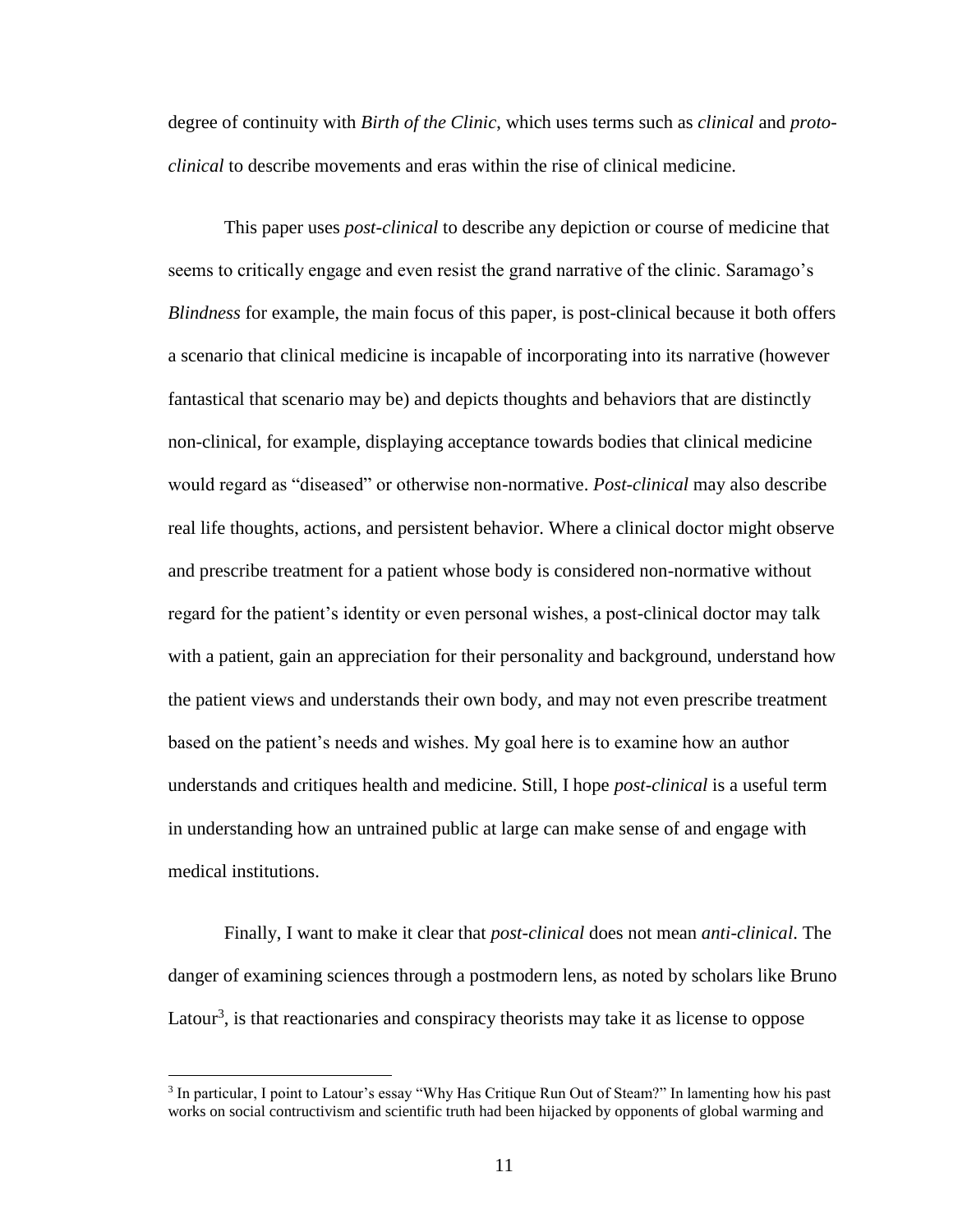degree of continuity with *Birth of the Clinic*, which uses terms such as *clinical* and *proto-clinical* to describe movements and eras within the rise of clinical medicine.

This paper uses *post-clinical* to describe any depiction or course of medicine that seems to critically engage and even resist the grand narrative of the clinic. Saramago's *Blindness* for example, the main focus of this paper, is post-clinical because it both offers a scenario that clinical medicine is incapable of incorporating into its narrative (however fantastical that scenario may be) and depicts thoughts and behaviors that are distinctly non-clinical, for example, displaying acceptance towards bodies that clinical medicine would regard as "diseased" or otherwise non-normative. *Post-clinical* may also describe real life thoughts, actions, and persistent behavior. Where a clinical doctor might observe and prescribe treatment for a patient whose body is considered non-normative without regard for the patient's identity or even personal wishes, a post-clinical doctor may talk with a patient, gain an appreciation for their personality and background, understand how the patient views and understands their own body, and may not even prescribe treatment based on the patient's needs and wishes. My goal here is to examine how an author understands and critiques health and medicine. Still, I hope *post-clinical* is a useful term in understanding how an untrained public at large can make sense of and engage with medical institutions.

Finally, I want to make it clear that *post-clinical* does not mean *anti-clinical*. The danger of examining sciences through a postmodern lens, as noted by scholars like Bruno Latour[3], is that reactionaries and conspiracy theorists may take it as license to oppose

---

[3] In particular, I point to Latour's essay "Why Has Critique Run Out of Steam?" In lamenting how his past works on social contructivism and scientific truth had been hijacked by opponents of global warming and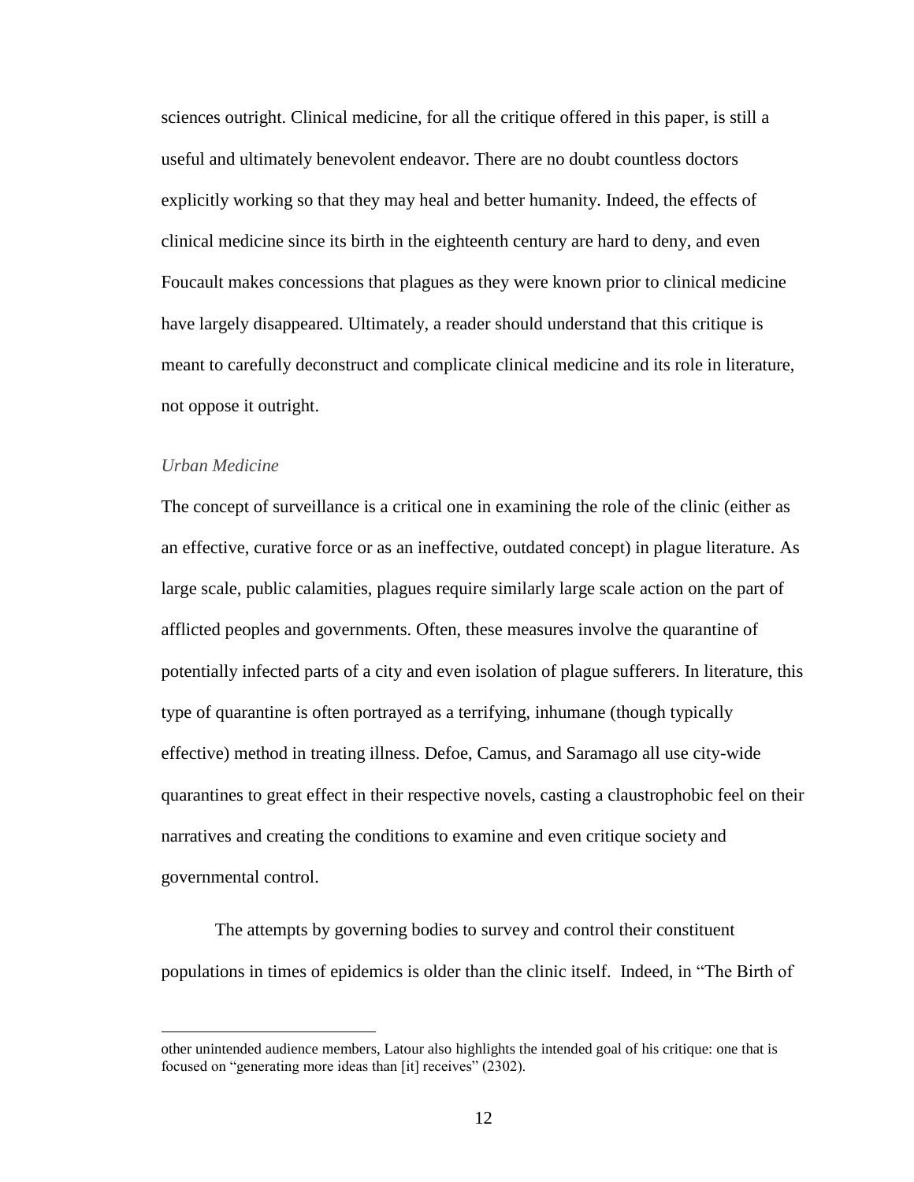sciences outright. Clinical medicine, for all the critique offered in this paper, is still a useful and ultimately benevolent endeavor. There are no doubt countless doctors explicitly working so that they may heal and better humanity. Indeed, the effects of clinical medicine since its birth in the eighteenth century are hard to deny, and even Foucault makes concessions that plagues as they were known prior to clinical medicine have largely disappeared. Ultimately, a reader should understand that this critique is meant to carefully deconstruct and complicate clinical medicine and its role in literature, not oppose it outright.

*Urban Medicine*

The concept of surveillance is a critical one in examining the role of the clinic (either as an effective, curative force or as an ineffective, outdated concept) in plague literature. As large scale, public calamities, plagues require similarly large scale action on the part of afflicted peoples and governments. Often, these measures involve the quarantine of potentially infected parts of a city and even isolation of plague sufferers. In literature, this type of quarantine is often portrayed as a terrifying, inhumane (though typically effective) method in treating illness. Defoe, Camus, and Saramago all use city-wide quarantines to great effect in their respective novels, casting a claustrophobic feel on their narratives and creating the conditions to examine and even critique society and governmental control.

The attempts by governing bodies to survey and control their constituent populations in times of epidemics is older than the clinic itself. Indeed, in "The Birth of

---

other unintended audience members, Latour also highlights the intended goal of his critique: one that is focused on "generating more ideas than [it] receives" (2302).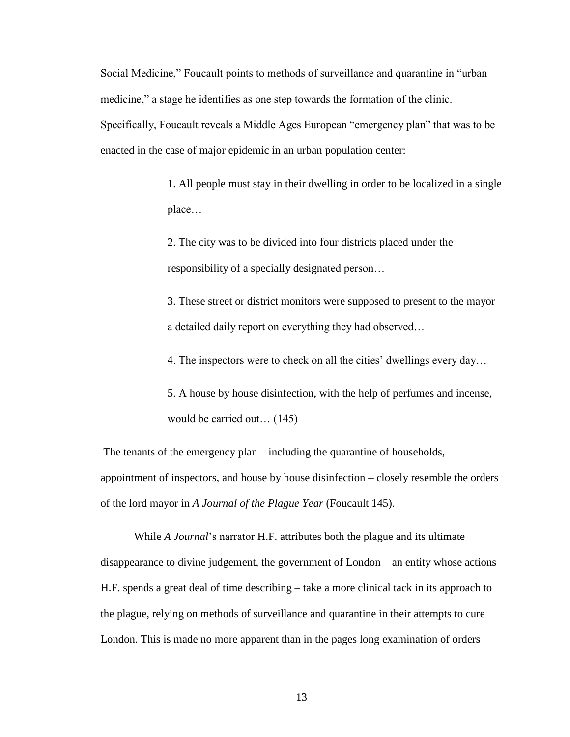Social Medicine," Foucault points to methods of surveillance and quarantine in "urban medicine," a stage he identifies as one step towards the formation of the clinic. Specifically, Foucault reveals a Middle Ages European "emergency plan" that was to be enacted in the case of major epidemic in an urban population center:

> 1. All people must stay in their dwelling in order to be localized in a single place…
>
> 2. The city was to be divided into four districts placed under the responsibility of a specially designated person…
>
> 3. These street or district monitors were supposed to present to the mayor a detailed daily report on everything they had observed…
>
> 4. The inspectors were to check on all the cities' dwellings every day…
>
> 5. A house by house disinfection, with the help of perfumes and incense, would be carried out… (145)

The tenants of the emergency plan – including the quarantine of households, appointment of inspectors, and house by house disinfection – closely resemble the orders of the lord mayor in *A Journal of the Plague Year* (Foucault 145).

While *A Journal*'s narrator H.F. attributes both the plague and its ultimate disappearance to divine judgement, the government of London – an entity whose actions H.F. spends a great deal of time describing – take a more clinical tack in its approach to the plague, relying on methods of surveillance and quarantine in their attempts to cure London. This is made no more apparent than in the pages long examination of orders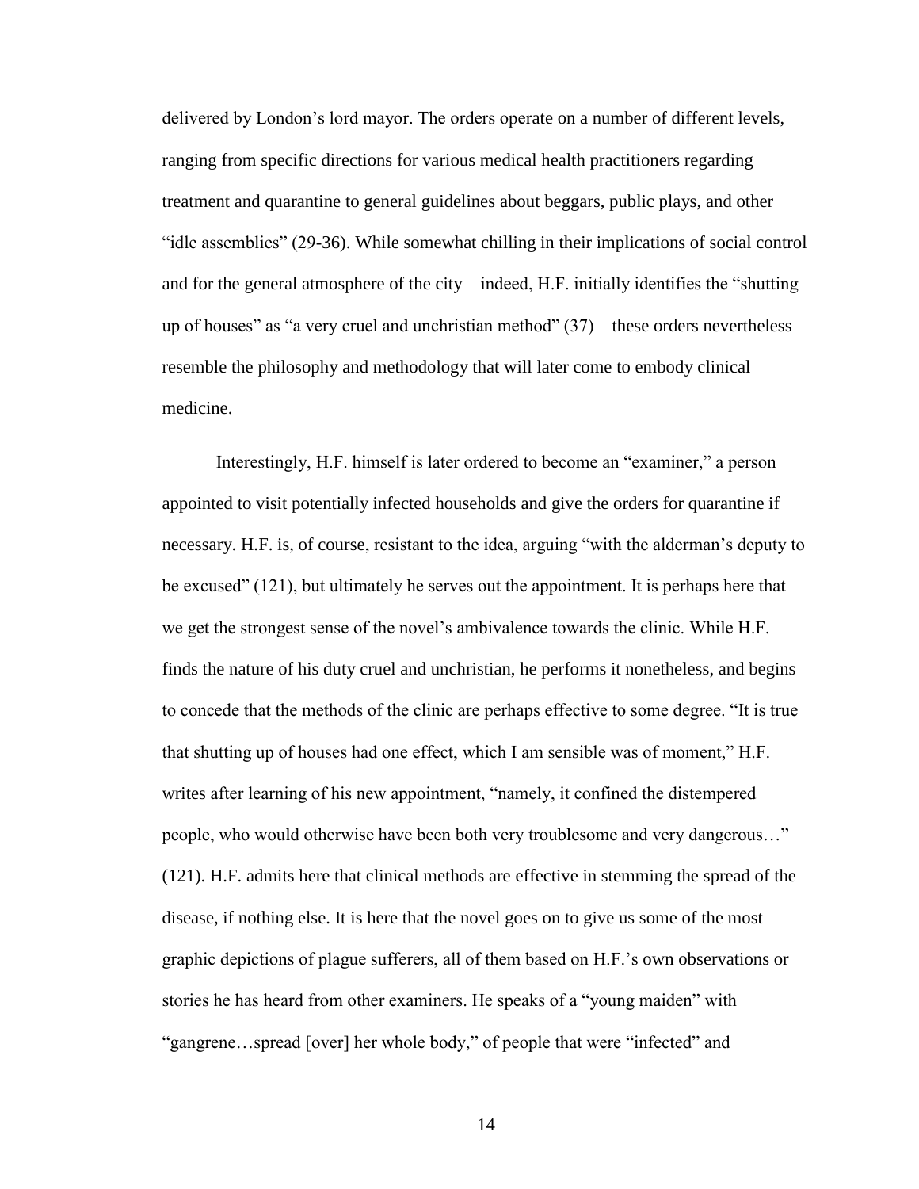delivered by London's lord mayor. The orders operate on a number of different levels, ranging from specific directions for various medical health practitioners regarding treatment and quarantine to general guidelines about beggars, public plays, and other "idle assemblies" (29-36). While somewhat chilling in their implications of social control and for the general atmosphere of the city – indeed, H.F. initially identifies the "shutting up of houses" as "a very cruel and unchristian method" (37) – these orders nevertheless resemble the philosophy and methodology that will later come to embody clinical medicine.

Interestingly, H.F. himself is later ordered to become an "examiner," a person appointed to visit potentially infected households and give the orders for quarantine if necessary. H.F. is, of course, resistant to the idea, arguing "with the alderman's deputy to be excused" (121), but ultimately he serves out the appointment. It is perhaps here that we get the strongest sense of the novel's ambivalence towards the clinic. While H.F. finds the nature of his duty cruel and unchristian, he performs it nonetheless, and begins to concede that the methods of the clinic are perhaps effective to some degree. "It is true that shutting up of houses had one effect, which I am sensible was of moment," H.F. writes after learning of his new appointment, "namely, it confined the distempered people, who would otherwise have been both very troublesome and very dangerous…" (121). H.F. admits here that clinical methods are effective in stemming the spread of the disease, if nothing else. It is here that the novel goes on to give us some of the most graphic depictions of plague sufferers, all of them based on H.F.'s own observations or stories he has heard from other examiners. He speaks of a "young maiden" with "gangrene…spread [over] her whole body," of people that were "infected" and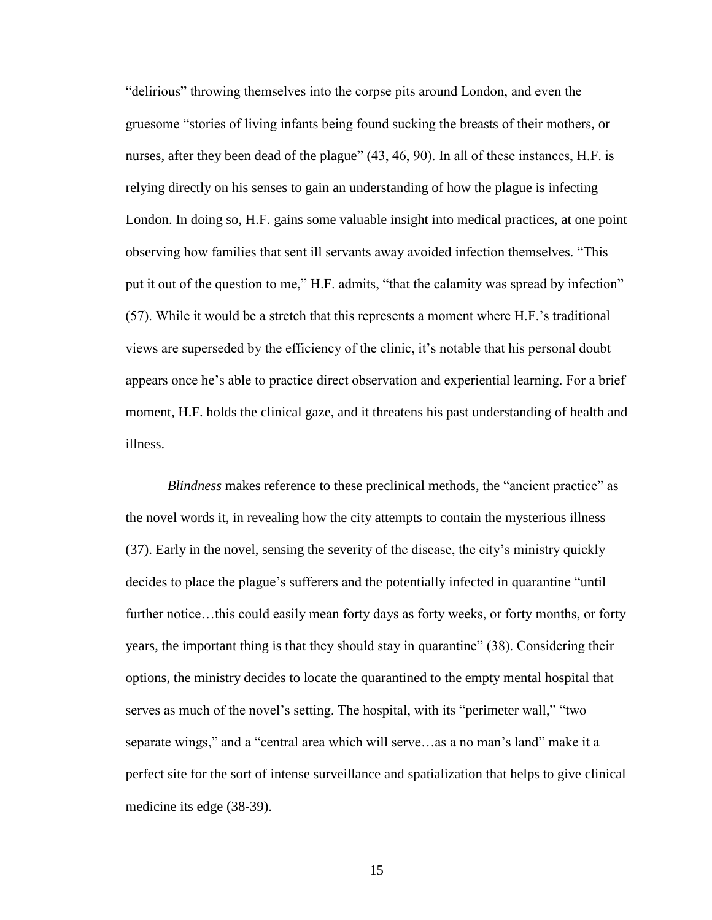“delirious” throwing themselves into the corpse pits around London, and even the gruesome “stories of living infants being found sucking the breasts of their mothers, or nurses, after they been dead of the plague” (43, 46, 90). In all of these instances, H.F. is relying directly on his senses to gain an understanding of how the plague is infecting London. In doing so, H.F. gains some valuable insight into medical practices, at one point observing how families that sent ill servants away avoided infection themselves. “This put it out of the question to me,” H.F. admits, “that the calamity was spread by infection” (57). While it would be a stretch that this represents a moment where H.F.’s traditional views are superseded by the efficiency of the clinic, it’s notable that his personal doubt appears once he’s able to practice direct observation and experiential learning. For a brief moment, H.F. holds the clinical gaze, and it threatens his past understanding of health and illness.

*Blindness* makes reference to these preclinical methods, the “ancient practice” as the novel words it, in revealing how the city attempts to contain the mysterious illness (37). Early in the novel, sensing the severity of the disease, the city’s ministry quickly decides to place the plague’s sufferers and the potentially infected in quarantine “until further notice…this could easily mean forty days as forty weeks, or forty months, or forty years, the important thing is that they should stay in quarantine” (38). Considering their options, the ministry decides to locate the quarantined to the empty mental hospital that serves as much of the novel’s setting. The hospital, with its “perimeter wall,” “two separate wings,” and a “central area which will serve…as a no man’s land” make it a perfect site for the sort of intense surveillance and spatialization that helps to give clinical medicine its edge (38-39).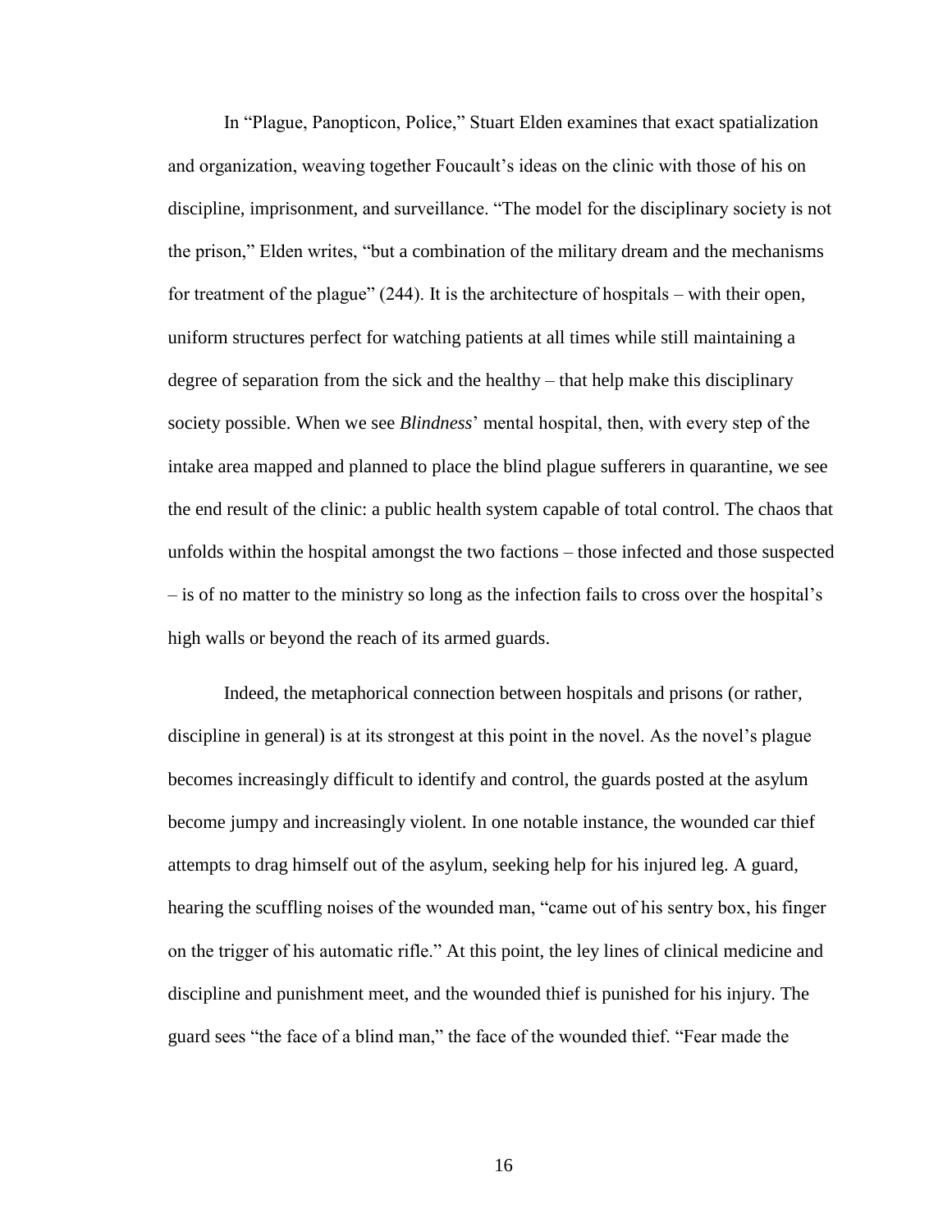In "Plague, Panopticon, Police," Stuart Elden examines that exact spatialization and organization, weaving together Foucault's ideas on the clinic with those of his on discipline, imprisonment, and surveillance. "The model for the disciplinary society is not the prison," Elden writes, "but a combination of the military dream and the mechanisms for treatment of the plague" (244). It is the architecture of hospitals – with their open, uniform structures perfect for watching patients at all times while still maintaining a degree of separation from the sick and the healthy – that help make this disciplinary society possible. When we see *Blindness*' mental hospital, then, with every step of the intake area mapped and planned to place the blind plague sufferers in quarantine, we see the end result of the clinic: a public health system capable of total control. The chaos that unfolds within the hospital amongst the two factions – those infected and those suspected – is of no matter to the ministry so long as the infection fails to cross over the hospital's high walls or beyond the reach of its armed guards.

Indeed, the metaphorical connection between hospitals and prisons (or rather, discipline in general) is at its strongest at this point in the novel. As the novel's plague becomes increasingly difficult to identify and control, the guards posted at the asylum become jumpy and increasingly violent. In one notable instance, the wounded car thief attempts to drag himself out of the asylum, seeking help for his injured leg. A guard, hearing the scuffling noises of the wounded man, "came out of his sentry box, his finger on the trigger of his automatic rifle." At this point, the ley lines of clinical medicine and discipline and punishment meet, and the wounded thief is punished for his injury. The guard sees "the face of a blind man," the face of the wounded thief. "Fear made the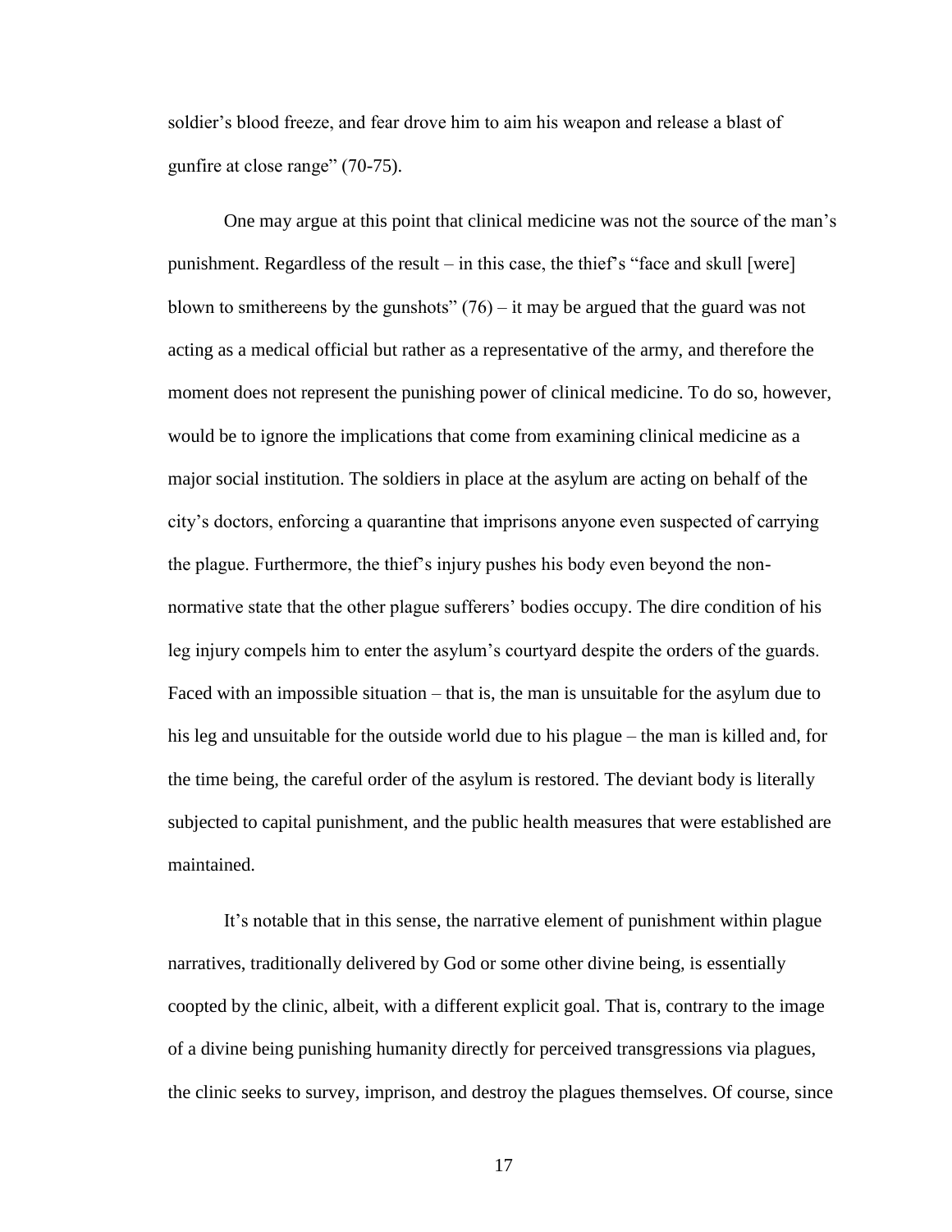soldier's blood freeze, and fear drove him to aim his weapon and release a blast of gunfire at close range" (70-75).

One may argue at this point that clinical medicine was not the source of the man's punishment. Regardless of the result – in this case, the thief's "face and skull [were] blown to smithereens by the gunshots" (76) – it may be argued that the guard was not acting as a medical official but rather as a representative of the army, and therefore the moment does not represent the punishing power of clinical medicine. To do so, however, would be to ignore the implications that come from examining clinical medicine as a major social institution. The soldiers in place at the asylum are acting on behalf of the city's doctors, enforcing a quarantine that imprisons anyone even suspected of carrying the plague. Furthermore, the thief's injury pushes his body even beyond the non-normative state that the other plague sufferers' bodies occupy. The dire condition of his leg injury compels him to enter the asylum's courtyard despite the orders of the guards. Faced with an impossible situation – that is, the man is unsuitable for the asylum due to his leg and unsuitable for the outside world due to his plague – the man is killed and, for the time being, the careful order of the asylum is restored. The deviant body is literally subjected to capital punishment, and the public health measures that were established are maintained.

It's notable that in this sense, the narrative element of punishment within plague narratives, traditionally delivered by God or some other divine being, is essentially coopted by the clinic, albeit, with a different explicit goal. That is, contrary to the image of a divine being punishing humanity directly for perceived transgressions via plagues, the clinic seeks to survey, imprison, and destroy the plagues themselves. Of course, since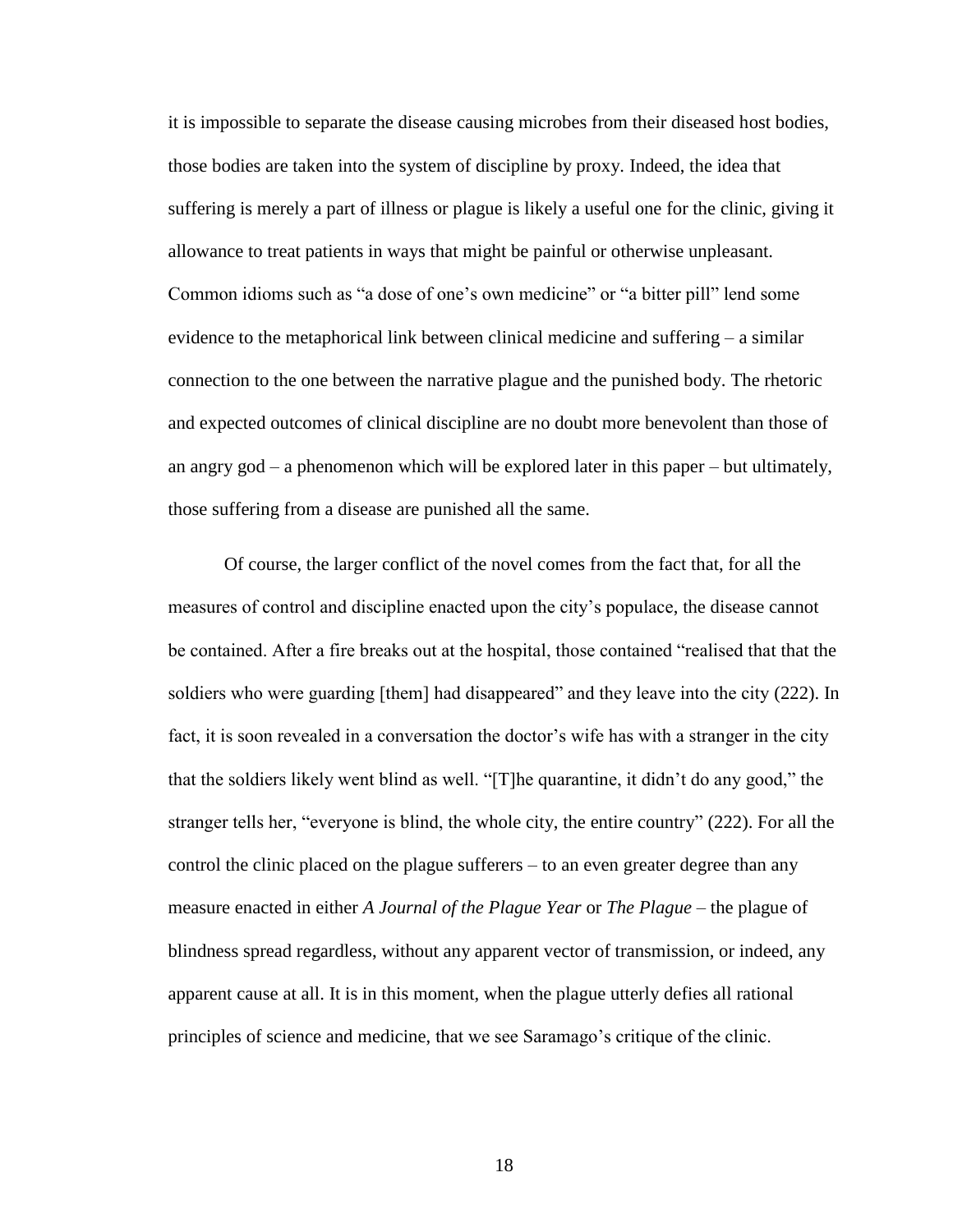it is impossible to separate the disease causing microbes from their diseased host bodies, those bodies are taken into the system of discipline by proxy. Indeed, the idea that suffering is merely a part of illness or plague is likely a useful one for the clinic, giving it allowance to treat patients in ways that might be painful or otherwise unpleasant. Common idioms such as "a dose of one's own medicine" or "a bitter pill" lend some evidence to the metaphorical link between clinical medicine and suffering – a similar connection to the one between the narrative plague and the punished body. The rhetoric and expected outcomes of clinical discipline are no doubt more benevolent than those of an angry god – a phenomenon which will be explored later in this paper – but ultimately, those suffering from a disease are punished all the same.

Of course, the larger conflict of the novel comes from the fact that, for all the measures of control and discipline enacted upon the city's populace, the disease cannot be contained. After a fire breaks out at the hospital, those contained "realised that that the soldiers who were guarding [them] had disappeared" and they leave into the city (222). In fact, it is soon revealed in a conversation the doctor's wife has with a stranger in the city that the soldiers likely went blind as well. "[T]he quarantine, it didn't do any good," the stranger tells her, "everyone is blind, the whole city, the entire country" (222). For all the control the clinic placed on the plague sufferers – to an even greater degree than any measure enacted in either *A Journal of the Plague Year* or *The Plague* – the plague of blindness spread regardless, without any apparent vector of transmission, or indeed, any apparent cause at all. It is in this moment, when the plague utterly defies all rational principles of science and medicine, that we see Saramago's critique of the clinic.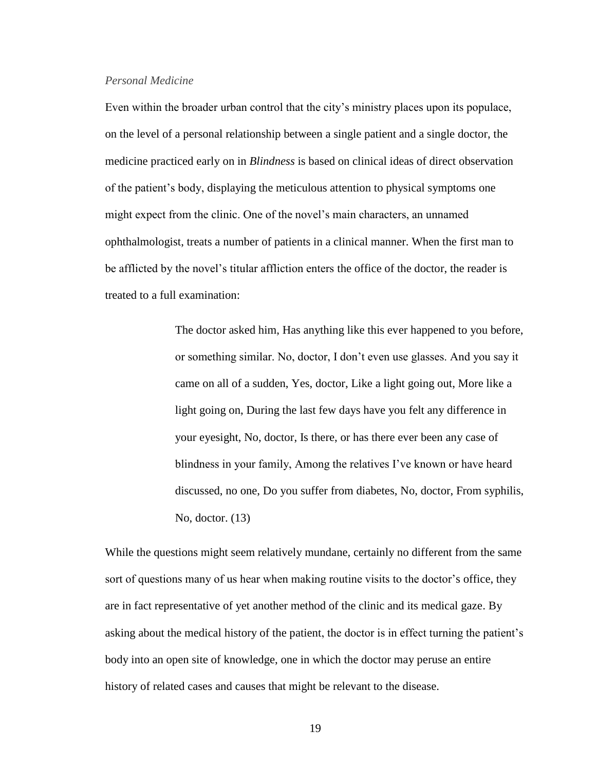### *Personal Medicine*

Even within the broader urban control that the city's ministry places upon its populace, on the level of a personal relationship between a single patient and a single doctor, the medicine practiced early on in *Blindness* is based on clinical ideas of direct observation of the patient's body, displaying the meticulous attention to physical symptoms one might expect from the clinic. One of the novel's main characters, an unnamed ophthalmologist, treats a number of patients in a clinical manner. When the first man to be afflicted by the novel's titular affliction enters the office of the doctor, the reader is treated to a full examination:

> The doctor asked him, Has anything like this ever happened to you before, or something similar. No, doctor, I don't even use glasses. And you say it came on all of a sudden, Yes, doctor, Like a light going out, More like a light going on, During the last few days have you felt any difference in your eyesight, No, doctor, Is there, or has there ever been any case of blindness in your family, Among the relatives I've known or have heard discussed, no one, Do you suffer from diabetes, No, doctor, From syphilis, No, doctor. (13)

While the questions might seem relatively mundane, certainly no different from the same sort of questions many of us hear when making routine visits to the doctor's office, they are in fact representative of yet another method of the clinic and its medical gaze. By asking about the medical history of the patient, the doctor is in effect turning the patient's body into an open site of knowledge, one in which the doctor may peruse an entire history of related cases and causes that might be relevant to the disease.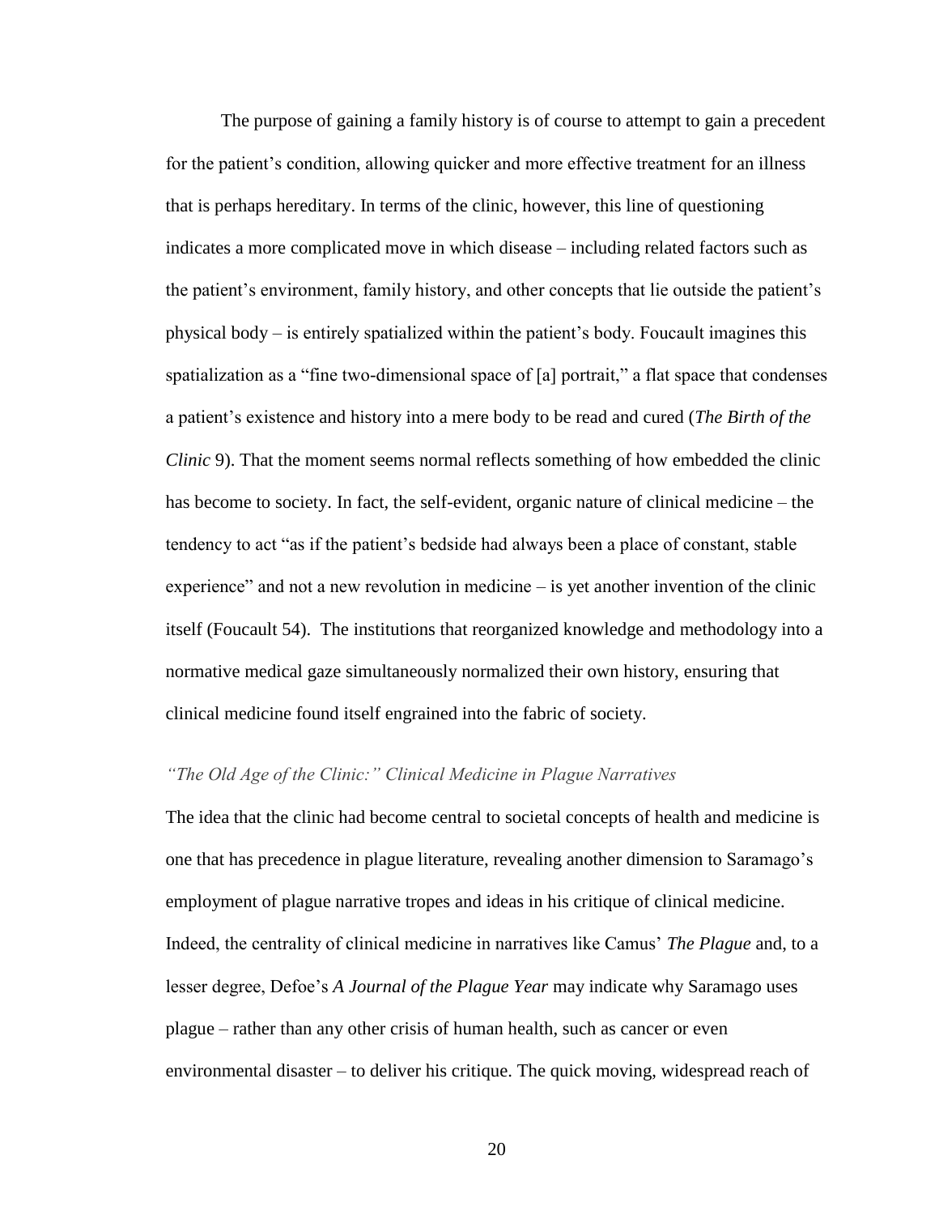The purpose of gaining a family history is of course to attempt to gain a precedent for the patient's condition, allowing quicker and more effective treatment for an illness that is perhaps hereditary. In terms of the clinic, however, this line of questioning indicates a more complicated move in which disease – including related factors such as the patient's environment, family history, and other concepts that lie outside the patient's physical body – is entirely spatialized within the patient's body. Foucault imagines this spatialization as a "fine two-dimensional space of [a] portrait," a flat space that condenses a patient's existence and history into a mere body to be read and cured (*The Birth of the Clinic* 9). That the moment seems normal reflects something of how embedded the clinic has become to society. In fact, the self-evident, organic nature of clinical medicine – the tendency to act "as if the patient's bedside had always been a place of constant, stable experience" and not a new revolution in medicine – is yet another invention of the clinic itself (Foucault 54). The institutions that reorganized knowledge and methodology into a normative medical gaze simultaneously normalized their own history, ensuring that clinical medicine found itself engrained into the fabric of society.

### *"The Old Age of the Clinic:" Clinical Medicine in Plague Narratives*

The idea that the clinic had become central to societal concepts of health and medicine is one that has precedence in plague literature, revealing another dimension to Saramago's employment of plague narrative tropes and ideas in his critique of clinical medicine. Indeed, the centrality of clinical medicine in narratives like Camus' *The Plague* and, to a lesser degree, Defoe's *A Journal of the Plague Year* may indicate why Saramago uses plague – rather than any other crisis of human health, such as cancer or even environmental disaster – to deliver his critique. The quick moving, widespread reach of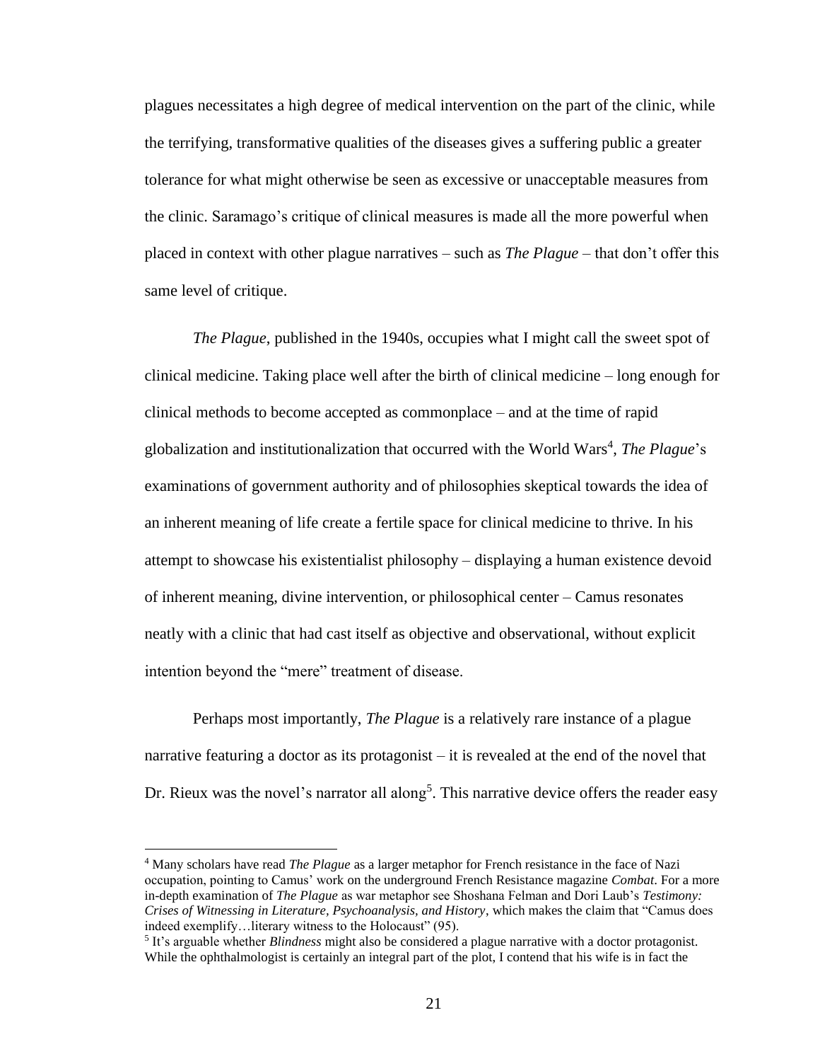plagues necessitates a high degree of medical intervention on the part of the clinic, while the terrifying, transformative qualities of the diseases gives a suffering public a greater tolerance for what might otherwise be seen as excessive or unacceptable measures from the clinic. Saramago's critique of clinical measures is made all the more powerful when placed in context with other plague narratives – such as *The Plague* – that don't offer this same level of critique.

*The Plague*, published in the 1940s, occupies what I might call the sweet spot of clinical medicine. Taking place well after the birth of clinical medicine – long enough for clinical methods to become accepted as commonplace – and at the time of rapid globalization and institutionalization that occurred with the World Wars[4], *The Plague*'s examinations of government authority and of philosophies skeptical towards the idea of an inherent meaning of life create a fertile space for clinical medicine to thrive. In his attempt to showcase his existentialist philosophy – displaying a human existence devoid of inherent meaning, divine intervention, or philosophical center – Camus resonates neatly with a clinic that had cast itself as objective and observational, without explicit intention beyond the "mere" treatment of disease.

Perhaps most importantly, *The Plague* is a relatively rare instance of a plague narrative featuring a doctor as its protagonist – it is revealed at the end of the novel that Dr. Rieux was the novel's narrator all along[5]. This narrative device offers the reader easy

---

[4] Many scholars have read *The Plague* as a larger metaphor for French resistance in the face of Nazi occupation, pointing to Camus' work on the underground French Resistance magazine *Combat*. For a more in-depth examination of *The Plague* as war metaphor see Shoshana Felman and Dori Laub's *Testimony: Crises of Witnessing in Literature, Psychoanalysis, and History*, which makes the claim that "Camus does indeed exemplify…literary witness to the Holocaust" (95).

[5] It's arguable whether *Blindness* might also be considered a plague narrative with a doctor protagonist. While the ophthalmologist is certainly an integral part of the plot, I contend that his wife is in fact the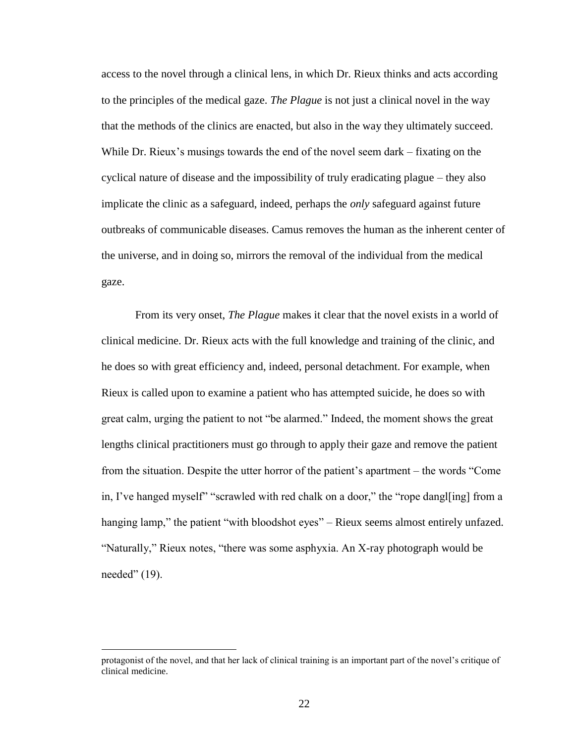access to the novel through a clinical lens, in which Dr. Rieux thinks and acts according to the principles of the medical gaze. *The Plague* is not just a clinical novel in the way that the methods of the clinics are enacted, but also in the way they ultimately succeed. While Dr. Rieux's musings towards the end of the novel seem dark – fixating on the cyclical nature of disease and the impossibility of truly eradicating plague – they also implicate the clinic as a safeguard, indeed, perhaps the *only* safeguard against future outbreaks of communicable diseases. Camus removes the human as the inherent center of the universe, and in doing so, mirrors the removal of the individual from the medical gaze.

From its very onset, *The Plague* makes it clear that the novel exists in a world of clinical medicine. Dr. Rieux acts with the full knowledge and training of the clinic, and he does so with great efficiency and, indeed, personal detachment. For example, when Rieux is called upon to examine a patient who has attempted suicide, he does so with great calm, urging the patient to not "be alarmed." Indeed, the moment shows the great lengths clinical practitioners must go through to apply their gaze and remove the patient from the situation. Despite the utter horror of the patient's apartment – the words "Come in, I've hanged myself" "scrawled with red chalk on a door," the "rope dangl[ing] from a hanging lamp," the patient "with bloodshot eyes" – Rieux seems almost entirely unfazed. "Naturally," Rieux notes, "there was some asphyxia. An X-ray photograph would be needed" (19).

---

protagonist of the novel, and that her lack of clinical training is an important part of the novel's critique of clinical medicine.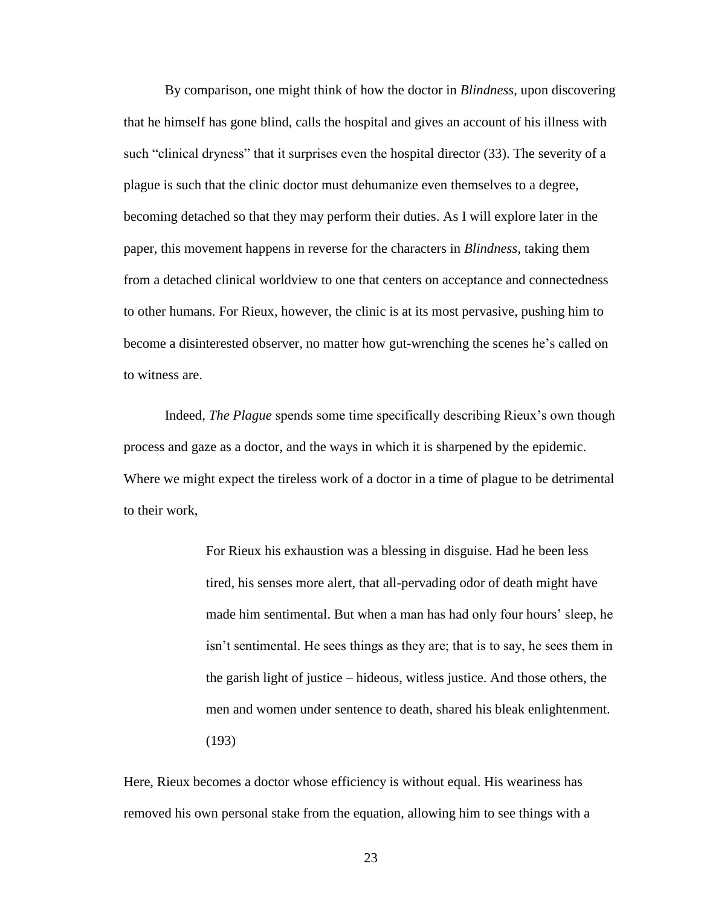By comparison, one might think of how the doctor in *Blindness*, upon discovering that he himself has gone blind, calls the hospital and gives an account of his illness with such "clinical dryness" that it surprises even the hospital director (33). The severity of a plague is such that the clinic doctor must dehumanize even themselves to a degree, becoming detached so that they may perform their duties. As I will explore later in the paper, this movement happens in reverse for the characters in *Blindness*, taking them from a detached clinical worldview to one that centers on acceptance and connectedness to other humans. For Rieux, however, the clinic is at its most pervasive, pushing him to become a disinterested observer, no matter how gut-wrenching the scenes he's called on to witness are.

Indeed, *The Plague* spends some time specifically describing Rieux's own though process and gaze as a doctor, and the ways in which it is sharpened by the epidemic. Where we might expect the tireless work of a doctor in a time of plague to be detrimental to their work,

> For Rieux his exhaustion was a blessing in disguise. Had he been less tired, his senses more alert, that all-pervading odor of death might have made him sentimental. But when a man has had only four hours' sleep, he isn't sentimental. He sees things as they are; that is to say, he sees them in the garish light of justice – hideous, witless justice. And those others, the men and women under sentence to death, shared his bleak enlightenment. (193)

Here, Rieux becomes a doctor whose efficiency is without equal. His weariness has removed his own personal stake from the equation, allowing him to see things with a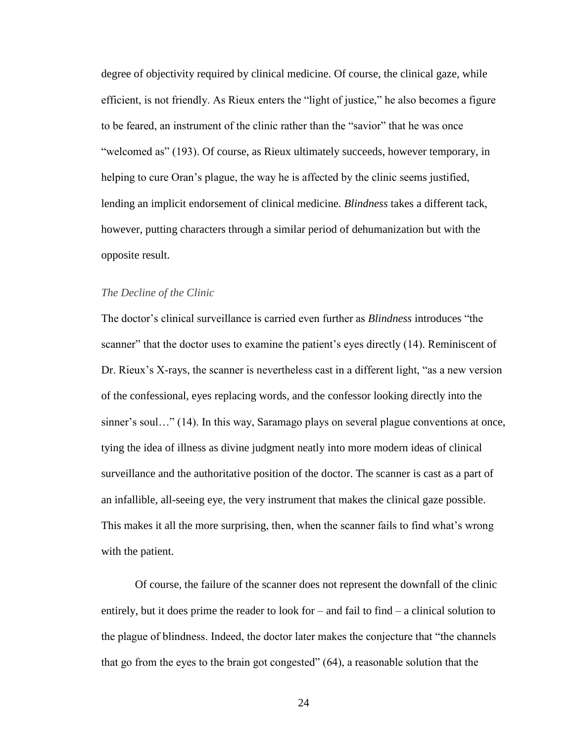degree of objectivity required by clinical medicine. Of course, the clinical gaze, while efficient, is not friendly. As Rieux enters the "light of justice," he also becomes a figure to be feared, an instrument of the clinic rather than the "savior" that he was once "welcomed as" (193). Of course, as Rieux ultimately succeeds, however temporary, in helping to cure Oran's plague, the way he is affected by the clinic seems justified, lending an implicit endorsement of clinical medicine. *Blindness* takes a different tack, however, putting characters through a similar period of dehumanization but with the opposite result.

### *The Decline of the Clinic*

The doctor's clinical surveillance is carried even further as *Blindness* introduces "the scanner" that the doctor uses to examine the patient's eyes directly (14). Reminiscent of Dr. Rieux's X-rays, the scanner is nevertheless cast in a different light, "as a new version of the confessional, eyes replacing words, and the confessor looking directly into the sinner's soul…" (14). In this way, Saramago plays on several plague conventions at once, tying the idea of illness as divine judgment neatly into more modern ideas of clinical surveillance and the authoritative position of the doctor. The scanner is cast as a part of an infallible, all-seeing eye, the very instrument that makes the clinical gaze possible. This makes it all the more surprising, then, when the scanner fails to find what's wrong with the patient.

Of course, the failure of the scanner does not represent the downfall of the clinic entirely, but it does prime the reader to look for – and fail to find – a clinical solution to the plague of blindness. Indeed, the doctor later makes the conjecture that "the channels that go from the eyes to the brain got congested" (64), a reasonable solution that the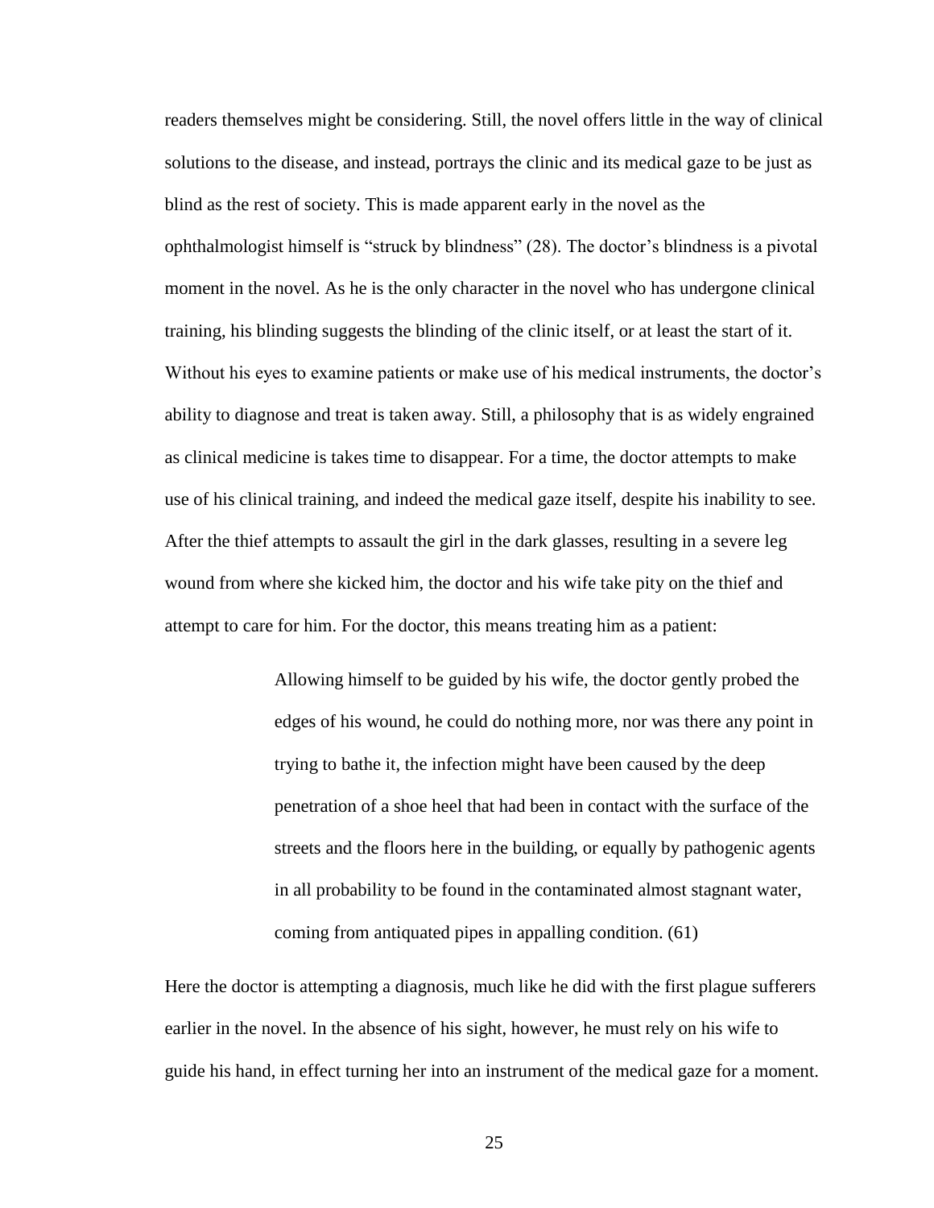readers themselves might be considering. Still, the novel offers little in the way of clinical solutions to the disease, and instead, portrays the clinic and its medical gaze to be just as blind as the rest of society. This is made apparent early in the novel as the ophthalmologist himself is "struck by blindness" (28). The doctor's blindness is a pivotal moment in the novel. As he is the only character in the novel who has undergone clinical training, his blinding suggests the blinding of the clinic itself, or at least the start of it. Without his eyes to examine patients or make use of his medical instruments, the doctor's ability to diagnose and treat is taken away. Still, a philosophy that is as widely engrained as clinical medicine is takes time to disappear. For a time, the doctor attempts to make use of his clinical training, and indeed the medical gaze itself, despite his inability to see. After the thief attempts to assault the girl in the dark glasses, resulting in a severe leg wound from where she kicked him, the doctor and his wife take pity on the thief and attempt to care for him. For the doctor, this means treating him as a patient:

> Allowing himself to be guided by his wife, the doctor gently probed the edges of his wound, he could do nothing more, nor was there any point in trying to bathe it, the infection might have been caused by the deep penetration of a shoe heel that had been in contact with the surface of the streets and the floors here in the building, or equally by pathogenic agents in all probability to be found in the contaminated almost stagnant water, coming from antiquated pipes in appalling condition. (61)

Here the doctor is attempting a diagnosis, much like he did with the first plague sufferers earlier in the novel. In the absence of his sight, however, he must rely on his wife to guide his hand, in effect turning her into an instrument of the medical gaze for a moment.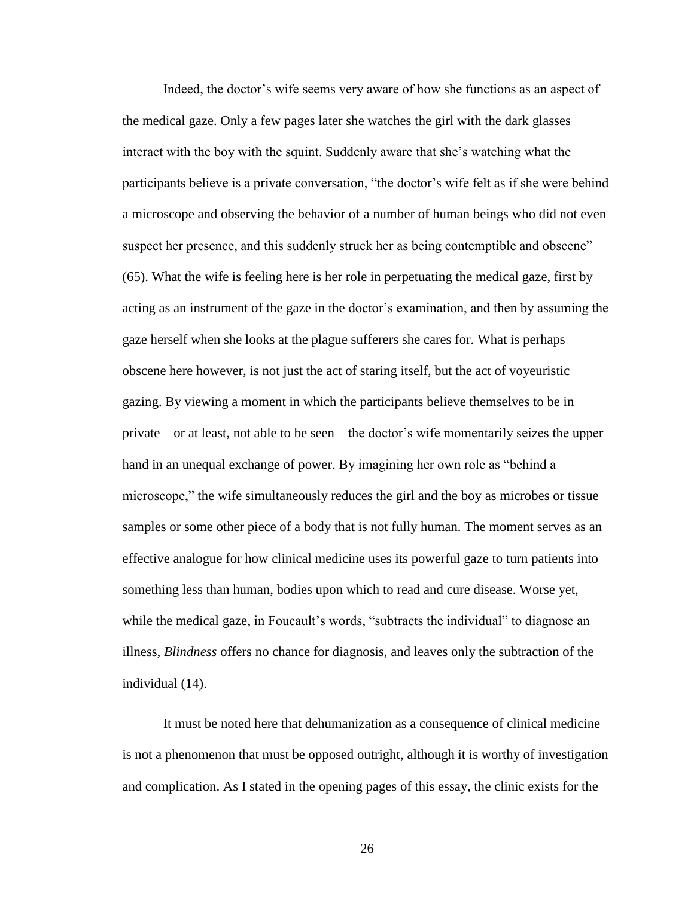Indeed, the doctor's wife seems very aware of how she functions as an aspect of the medical gaze. Only a few pages later she watches the girl with the dark glasses interact with the boy with the squint. Suddenly aware that she's watching what the participants believe is a private conversation, "the doctor's wife felt as if she were behind a microscope and observing the behavior of a number of human beings who did not even suspect her presence, and this suddenly struck her as being contemptible and obscene" (65). What the wife is feeling here is her role in perpetuating the medical gaze, first by acting as an instrument of the gaze in the doctor's examination, and then by assuming the gaze herself when she looks at the plague sufferers she cares for. What is perhaps obscene here however, is not just the act of staring itself, but the act of voyeuristic gazing. By viewing a moment in which the participants believe themselves to be in private – or at least, not able to be seen – the doctor's wife momentarily seizes the upper hand in an unequal exchange of power. By imagining her own role as "behind a microscope," the wife simultaneously reduces the girl and the boy as microbes or tissue samples or some other piece of a body that is not fully human. The moment serves as an effective analogue for how clinical medicine uses its powerful gaze to turn patients into something less than human, bodies upon which to read and cure disease. Worse yet, while the medical gaze, in Foucault's words, "subtracts the individual" to diagnose an illness, *Blindness* offers no chance for diagnosis, and leaves only the subtraction of the individual (14).

It must be noted here that dehumanization as a consequence of clinical medicine is not a phenomenon that must be opposed outright, although it is worthy of investigation and complication. As I stated in the opening pages of this essay, the clinic exists for the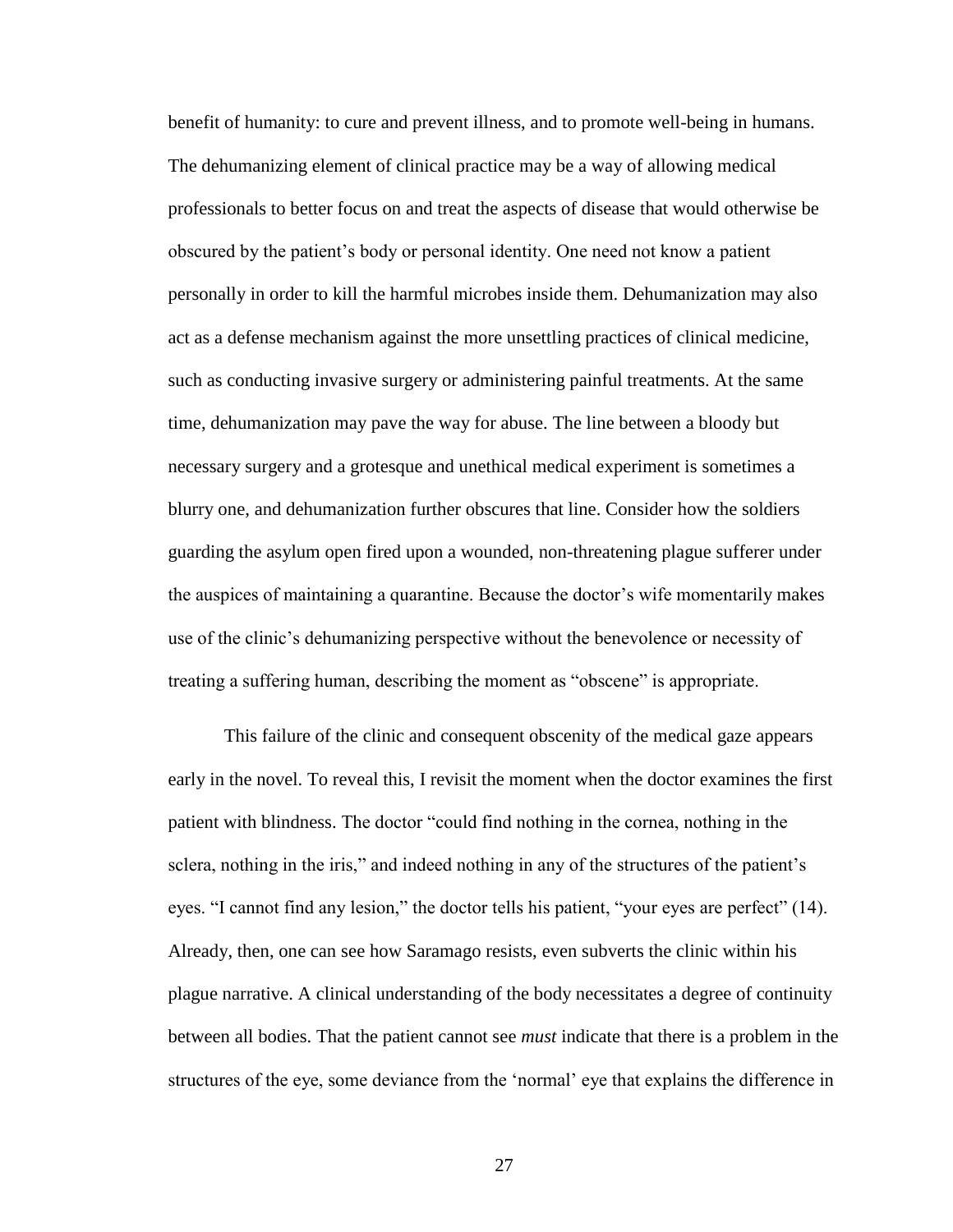benefit of humanity: to cure and prevent illness, and to promote well-being in humans. The dehumanizing element of clinical practice may be a way of allowing medical professionals to better focus on and treat the aspects of disease that would otherwise be obscured by the patient's body or personal identity. One need not know a patient personally in order to kill the harmful microbes inside them. Dehumanization may also act as a defense mechanism against the more unsettling practices of clinical medicine, such as conducting invasive surgery or administering painful treatments. At the same time, dehumanization may pave the way for abuse. The line between a bloody but necessary surgery and a grotesque and unethical medical experiment is sometimes a blurry one, and dehumanization further obscures that line. Consider how the soldiers guarding the asylum open fired upon a wounded, non-threatening plague sufferer under the auspices of maintaining a quarantine. Because the doctor's wife momentarily makes use of the clinic's dehumanizing perspective without the benevolence or necessity of treating a suffering human, describing the moment as "obscene" is appropriate.

This failure of the clinic and consequent obscenity of the medical gaze appears early in the novel. To reveal this, I revisit the moment when the doctor examines the first patient with blindness. The doctor "could find nothing in the cornea, nothing in the sclera, nothing in the iris," and indeed nothing in any of the structures of the patient's eyes. "I cannot find any lesion," the doctor tells his patient, "your eyes are perfect" (14). Already, then, one can see how Saramago resists, even subverts the clinic within his plague narrative. A clinical understanding of the body necessitates a degree of continuity between all bodies. That the patient cannot see *must* indicate that there is a problem in the structures of the eye, some deviance from the 'normal' eye that explains the difference in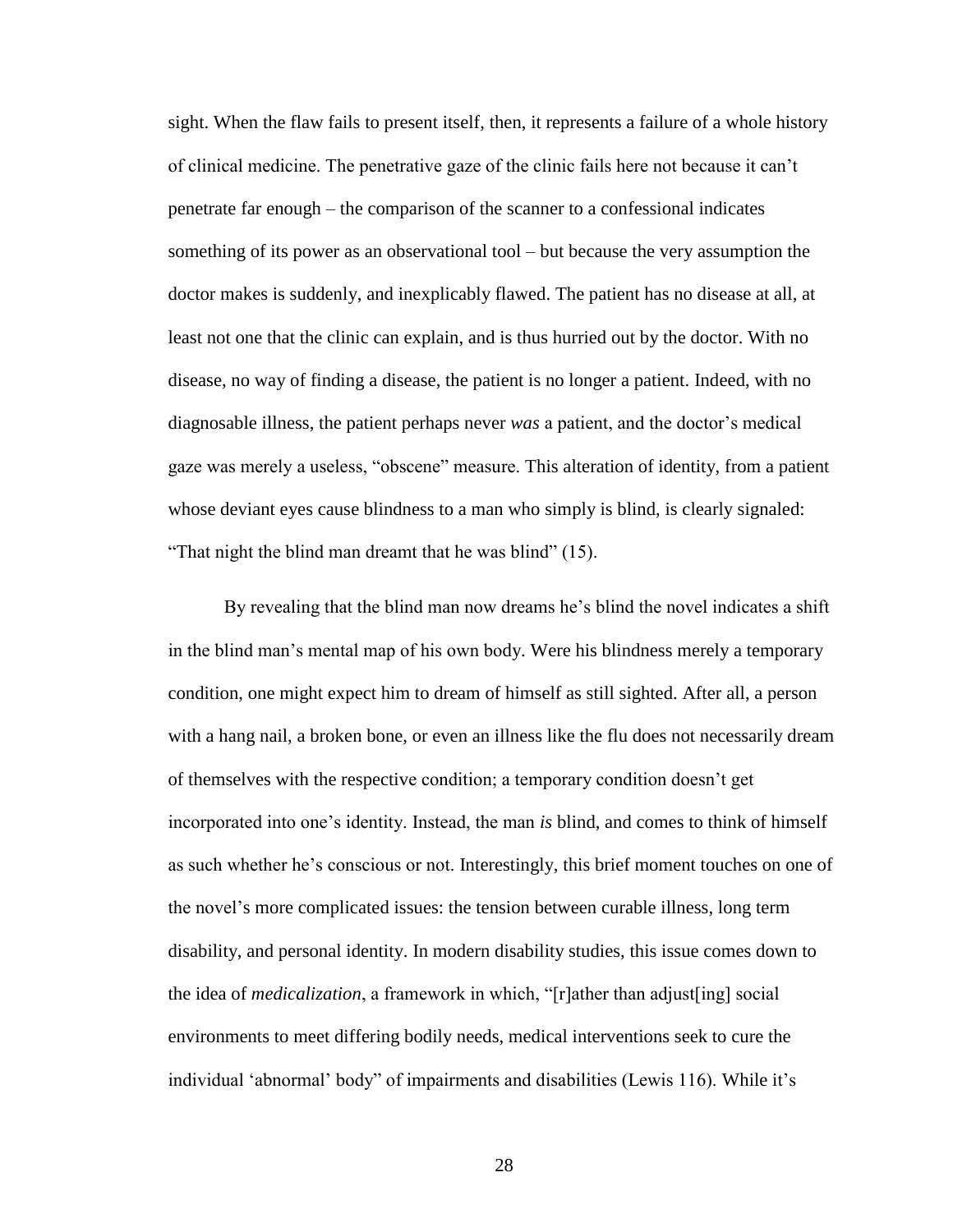sight. When the flaw fails to present itself, then, it represents a failure of a whole history of clinical medicine. The penetrative gaze of the clinic fails here not because it can't penetrate far enough – the comparison of the scanner to a confessional indicates something of its power as an observational tool – but because the very assumption the doctor makes is suddenly, and inexplicably flawed. The patient has no disease at all, at least not one that the clinic can explain, and is thus hurried out by the doctor. With no disease, no way of finding a disease, the patient is no longer a patient. Indeed, with no diagnosable illness, the patient perhaps never *was* a patient, and the doctor's medical gaze was merely a useless, "obscene" measure. This alteration of identity, from a patient whose deviant eyes cause blindness to a man who simply is blind, is clearly signaled: "That night the blind man dreamt that he was blind" (15).

By revealing that the blind man now dreams he's blind the novel indicates a shift in the blind man's mental map of his own body. Were his blindness merely a temporary condition, one might expect him to dream of himself as still sighted. After all, a person with a hang nail, a broken bone, or even an illness like the flu does not necessarily dream of themselves with the respective condition; a temporary condition doesn't get incorporated into one's identity. Instead, the man *is* blind, and comes to think of himself as such whether he's conscious or not. Interestingly, this brief moment touches on one of the novel's more complicated issues: the tension between curable illness, long term disability, and personal identity. In modern disability studies, this issue comes down to the idea of *medicalization*, a framework in which, "[r]ather than adjust[ing] social environments to meet differing bodily needs, medical interventions seek to cure the individual 'abnormal' body" of impairments and disabilities (Lewis 116). While it's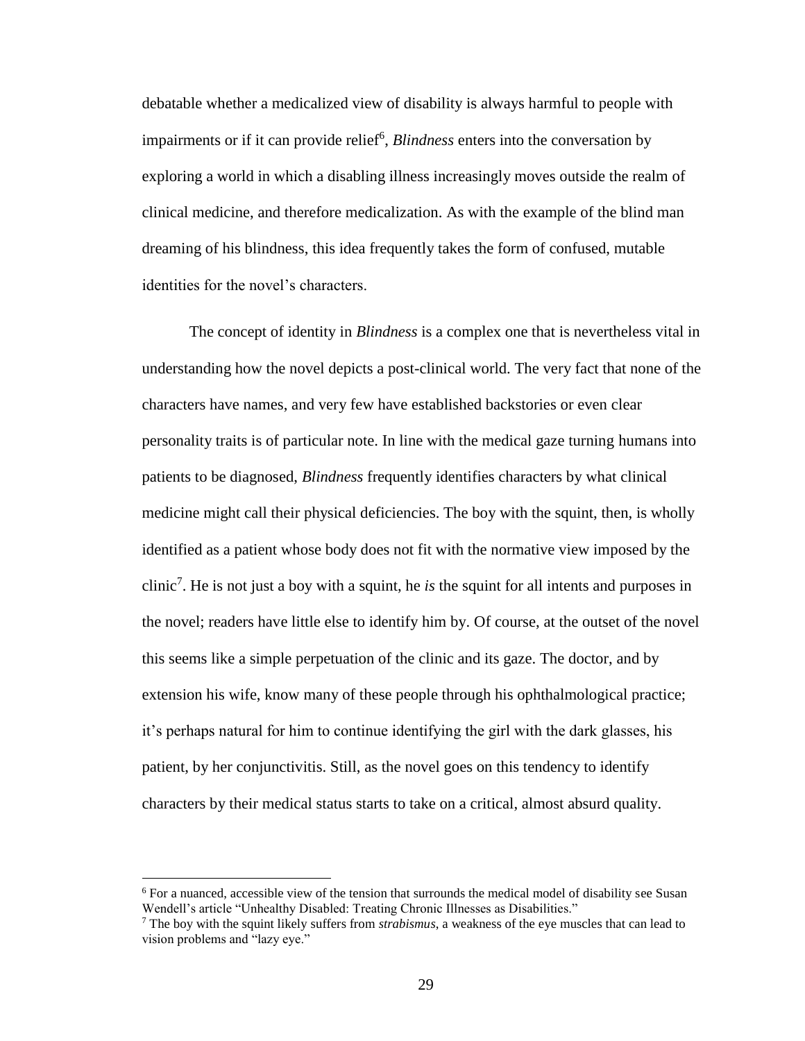debatable whether a medicalized view of disability is always harmful to people with impairments or if it can provide relief[6], *Blindness* enters into the conversation by exploring a world in which a disabling illness increasingly moves outside the realm of clinical medicine, and therefore medicalization. As with the example of the blind man dreaming of his blindness, this idea frequently takes the form of confused, mutable identities for the novel's characters.

The concept of identity in *Blindness* is a complex one that is nevertheless vital in understanding how the novel depicts a post-clinical world. The very fact that none of the characters have names, and very few have established backstories or even clear personality traits is of particular note. In line with the medical gaze turning humans into patients to be diagnosed, *Blindness* frequently identifies characters by what clinical medicine might call their physical deficiencies. The boy with the squint, then, is wholly identified as a patient whose body does not fit with the normative view imposed by the clinic[7]. He is not just a boy with a squint, he *is* the squint for all intents and purposes in the novel; readers have little else to identify him by. Of course, at the outset of the novel this seems like a simple perpetuation of the clinic and its gaze. The doctor, and by extension his wife, know many of these people through his ophthalmological practice; it's perhaps natural for him to continue identifying the girl with the dark glasses, his patient, by her conjunctivitis. Still, as the novel goes on this tendency to identify characters by their medical status starts to take on a critical, almost absurd quality.

---

[6] For a nuanced, accessible view of the tension that surrounds the medical model of disability see Susan Wendell's article "Unhealthy Disabled: Treating Chronic Illnesses as Disabilities."

[7] The boy with the squint likely suffers from *strabismus*, a weakness of the eye muscles that can lead to vision problems and "lazy eye."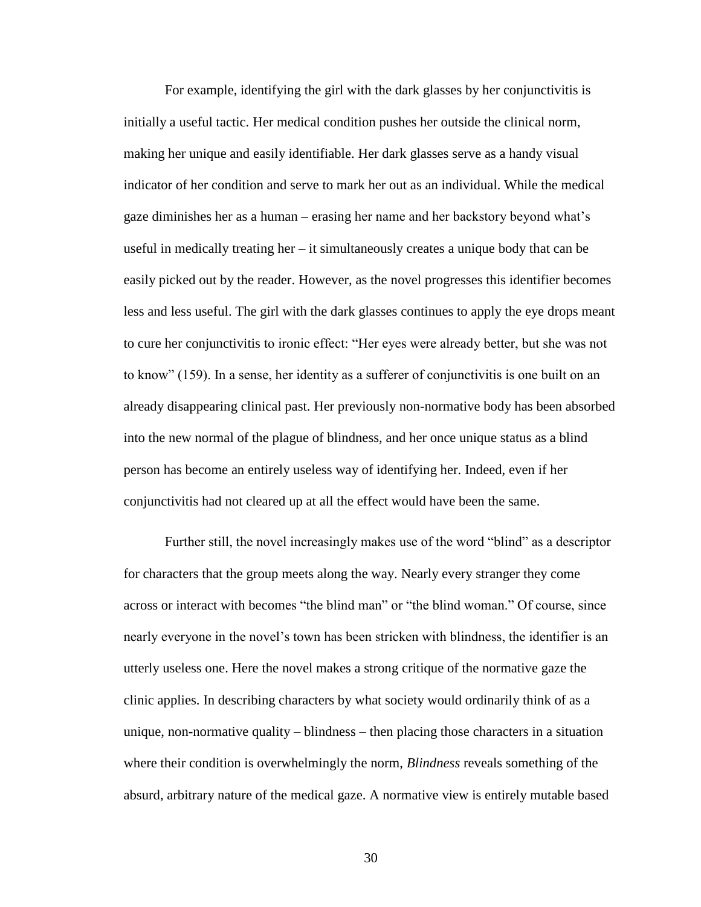For example, identifying the girl with the dark glasses by her conjunctivitis is initially a useful tactic. Her medical condition pushes her outside the clinical norm, making her unique and easily identifiable. Her dark glasses serve as a handy visual indicator of her condition and serve to mark her out as an individual. While the medical gaze diminishes her as a human – erasing her name and her backstory beyond what's useful in medically treating her – it simultaneously creates a unique body that can be easily picked out by the reader. However, as the novel progresses this identifier becomes less and less useful. The girl with the dark glasses continues to apply the eye drops meant to cure her conjunctivitis to ironic effect: "Her eyes were already better, but she was not to know" (159). In a sense, her identity as a sufferer of conjunctivitis is one built on an already disappearing clinical past. Her previously non-normative body has been absorbed into the new normal of the plague of blindness, and her once unique status as a blind person has become an entirely useless way of identifying her. Indeed, even if her conjunctivitis had not cleared up at all the effect would have been the same.

Further still, the novel increasingly makes use of the word "blind" as a descriptor for characters that the group meets along the way. Nearly every stranger they come across or interact with becomes "the blind man" or "the blind woman." Of course, since nearly everyone in the novel's town has been stricken with blindness, the identifier is an utterly useless one. Here the novel makes a strong critique of the normative gaze the clinic applies. In describing characters by what society would ordinarily think of as a unique, non-normative quality – blindness – then placing those characters in a situation where their condition is overwhelmingly the norm, *Blindness* reveals something of the absurd, arbitrary nature of the medical gaze. A normative view is entirely mutable based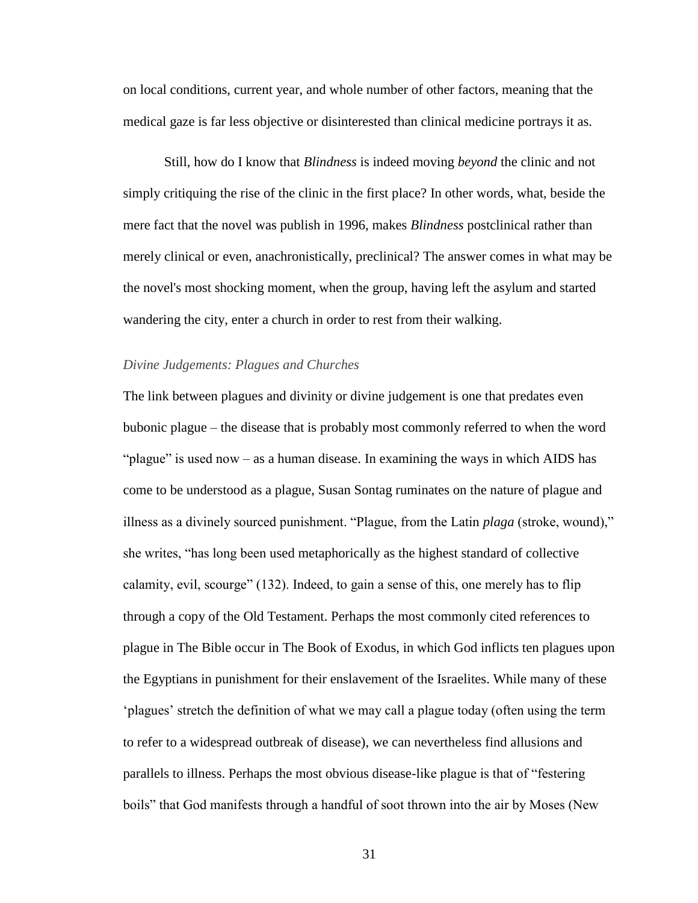on local conditions, current year, and whole number of other factors, meaning that the medical gaze is far less objective or disinterested than clinical medicine portrays it as.

Still, how do I know that *Blindness* is indeed moving *beyond* the clinic and not simply critiquing the rise of the clinic in the first place? In other words, what, beside the mere fact that the novel was publish in 1996, makes *Blindness* postclinical rather than merely clinical or even, anachronistically, preclinical? The answer comes in what may be the novel's most shocking moment, when the group, having left the asylum and started wandering the city, enter a church in order to rest from their walking.

### *Divine Judgements: Plagues and Churches*

The link between plagues and divinity or divine judgement is one that predates even bubonic plague – the disease that is probably most commonly referred to when the word "plague" is used now – as a human disease. In examining the ways in which AIDS has come to be understood as a plague, Susan Sontag ruminates on the nature of plague and illness as a divinely sourced punishment. "Plague, from the Latin *plaga* (stroke, wound)," she writes, "has long been used metaphorically as the highest standard of collective calamity, evil, scourge" (132). Indeed, to gain a sense of this, one merely has to flip through a copy of the Old Testament. Perhaps the most commonly cited references to plague in The Bible occur in The Book of Exodus, in which God inflicts ten plagues upon the Egyptians in punishment for their enslavement of the Israelites. While many of these 'plagues' stretch the definition of what we may call a plague today (often using the term to refer to a widespread outbreak of disease), we can nevertheless find allusions and parallels to illness. Perhaps the most obvious disease-like plague is that of "festering boils" that God manifests through a handful of soot thrown into the air by Moses (New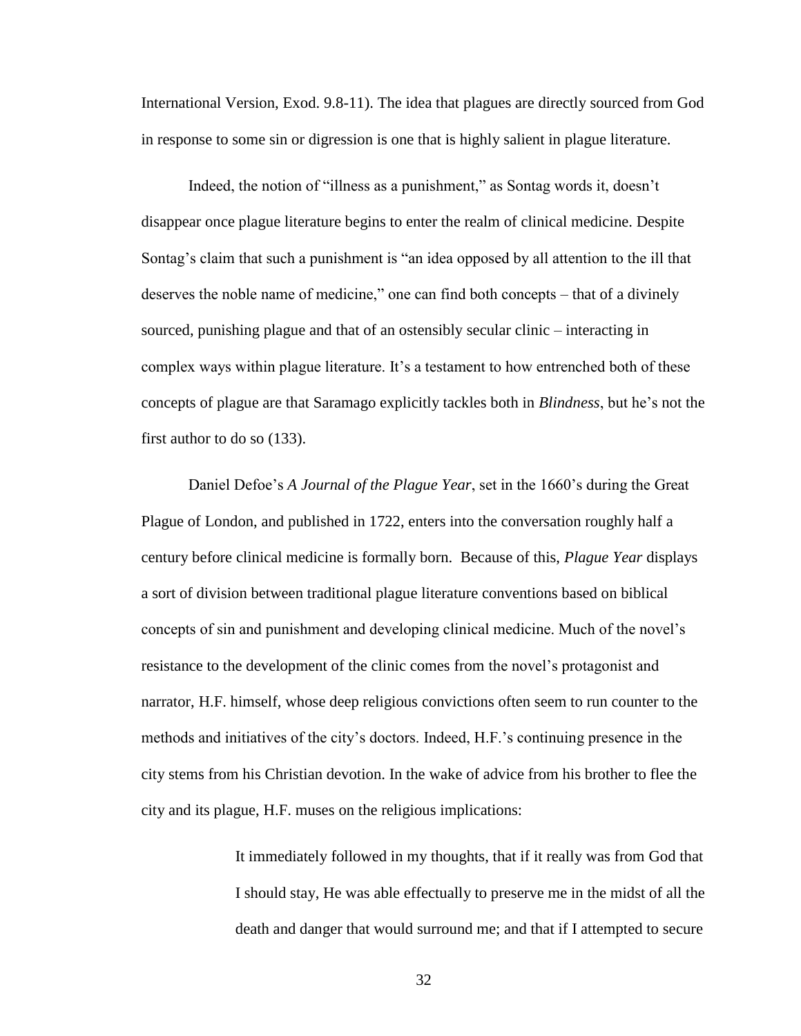International Version, Exod. 9.8-11). The idea that plagues are directly sourced from God in response to some sin or digression is one that is highly salient in plague literature.

Indeed, the notion of "illness as a punishment," as Sontag words it, doesn't disappear once plague literature begins to enter the realm of clinical medicine. Despite Sontag's claim that such a punishment is "an idea opposed by all attention to the ill that deserves the noble name of medicine," one can find both concepts – that of a divinely sourced, punishing plague and that of an ostensibly secular clinic – interacting in complex ways within plague literature. It's a testament to how entrenched both of these concepts of plague are that Saramago explicitly tackles both in *Blindness*, but he's not the first author to do so (133).

Daniel Defoe's *A Journal of the Plague Year*, set in the 1660's during the Great Plague of London, and published in 1722, enters into the conversation roughly half a century before clinical medicine is formally born. Because of this, *Plague Year* displays a sort of division between traditional plague literature conventions based on biblical concepts of sin and punishment and developing clinical medicine. Much of the novel's resistance to the development of the clinic comes from the novel's protagonist and narrator, H.F. himself, whose deep religious convictions often seem to run counter to the methods and initiatives of the city's doctors. Indeed, H.F.'s continuing presence in the city stems from his Christian devotion. In the wake of advice from his brother to flee the city and its plague, H.F. muses on the religious implications:

> It immediately followed in my thoughts, that if it really was from God that I should stay, He was able effectually to preserve me in the midst of all the death and danger that would surround me; and that if I attempted to secure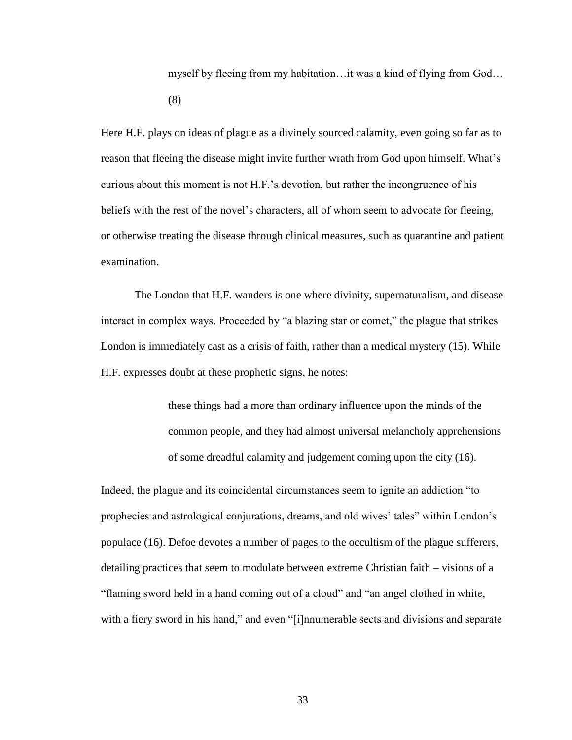> myself by fleeing from my habitation…it was a kind of flying from God… (8)

Here H.F. plays on ideas of plague as a divinely sourced calamity, even going so far as to reason that fleeing the disease might invite further wrath from God upon himself. What's curious about this moment is not H.F.'s devotion, but rather the incongruence of his beliefs with the rest of the novel's characters, all of whom seem to advocate for fleeing, or otherwise treating the disease through clinical measures, such as quarantine and patient examination.

The London that H.F. wanders is one where divinity, supernaturalism, and disease interact in complex ways. Proceeded by "a blazing star or comet," the plague that strikes London is immediately cast as a crisis of faith, rather than a medical mystery (15). While H.F. expresses doubt at these prophetic signs, he notes:

> these things had a more than ordinary influence upon the minds of the common people, and they had almost universal melancholy apprehensions of some dreadful calamity and judgement coming upon the city (16).

Indeed, the plague and its coincidental circumstances seem to ignite an addiction "to prophecies and astrological conjurations, dreams, and old wives' tales" within London's populace (16). Defoe devotes a number of pages to the occultism of the plague sufferers, detailing practices that seem to modulate between extreme Christian faith – visions of a "flaming sword held in a hand coming out of a cloud" and "an angel clothed in white, with a fiery sword in his hand," and even "[i]nnumerable sects and divisions and separate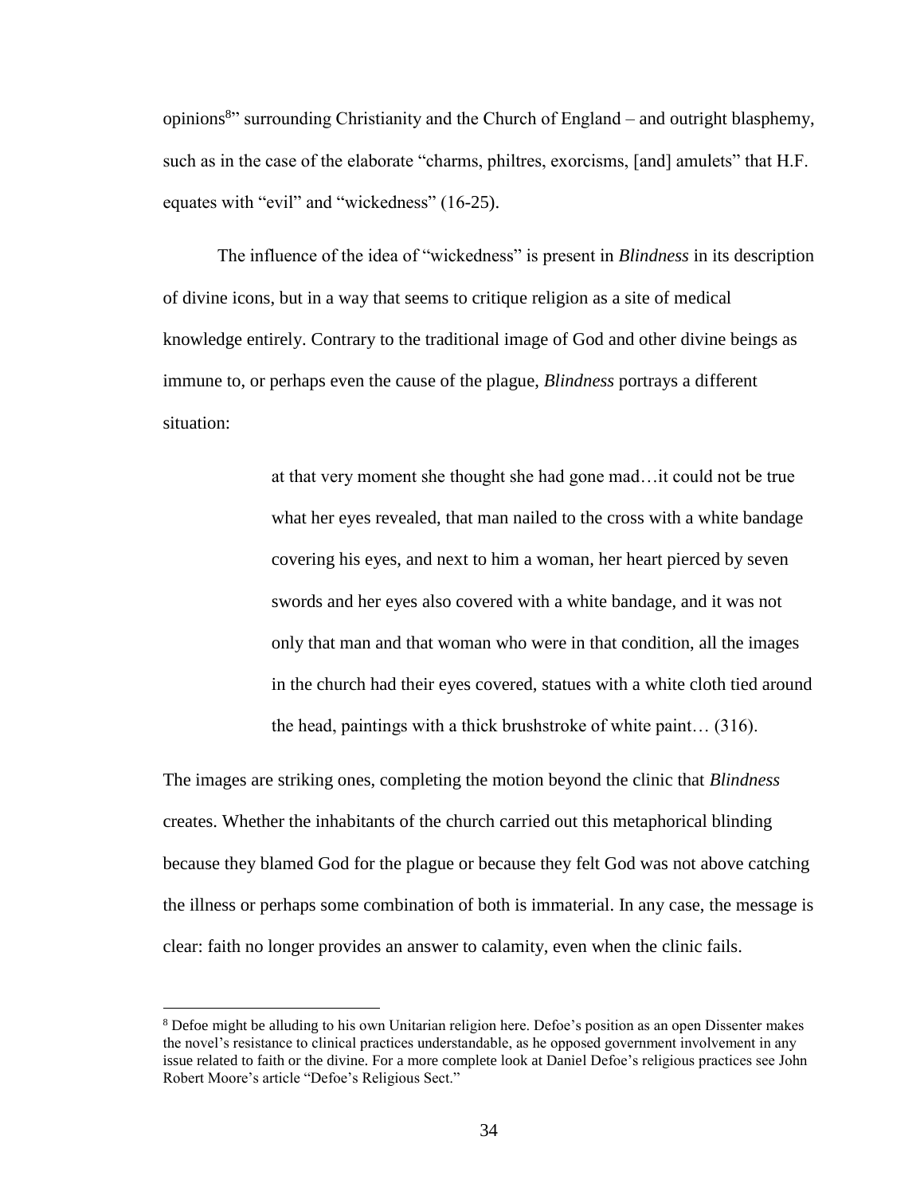opinions[8]" surrounding Christianity and the Church of England – and outright blasphemy, such as in the case of the elaborate "charms, philtres, exorcisms, [and] amulets" that H.F. equates with "evil" and "wickedness" (16-25).

The influence of the idea of "wickedness" is present in *Blindness* in its description of divine icons, but in a way that seems to critique religion as a site of medical knowledge entirely. Contrary to the traditional image of God and other divine beings as immune to, or perhaps even the cause of the plague, *Blindness* portrays a different situation:

> at that very moment she thought she had gone mad…it could not be true what her eyes revealed, that man nailed to the cross with a white bandage covering his eyes, and next to him a woman, her heart pierced by seven swords and her eyes also covered with a white bandage, and it was not only that man and that woman who were in that condition, all the images in the church had their eyes covered, statues with a white cloth tied around the head, paintings with a thick brushstroke of white paint… (316).

The images are striking ones, completing the motion beyond the clinic that *Blindness* creates. Whether the inhabitants of the church carried out this metaphorical blinding because they blamed God for the plague or because they felt God was not above catching the illness or perhaps some combination of both is immaterial. In any case, the message is clear: faith no longer provides an answer to calamity, even when the clinic fails.

[8] Defoe might be alluding to his own Unitarian religion here. Defoe's position as an open Dissenter makes the novel's resistance to clinical practices understandable, as he opposed government involvement in any issue related to faith or the divine. For a more complete look at Daniel Defoe's religious practices see John Robert Moore's article "Defoe's Religious Sect."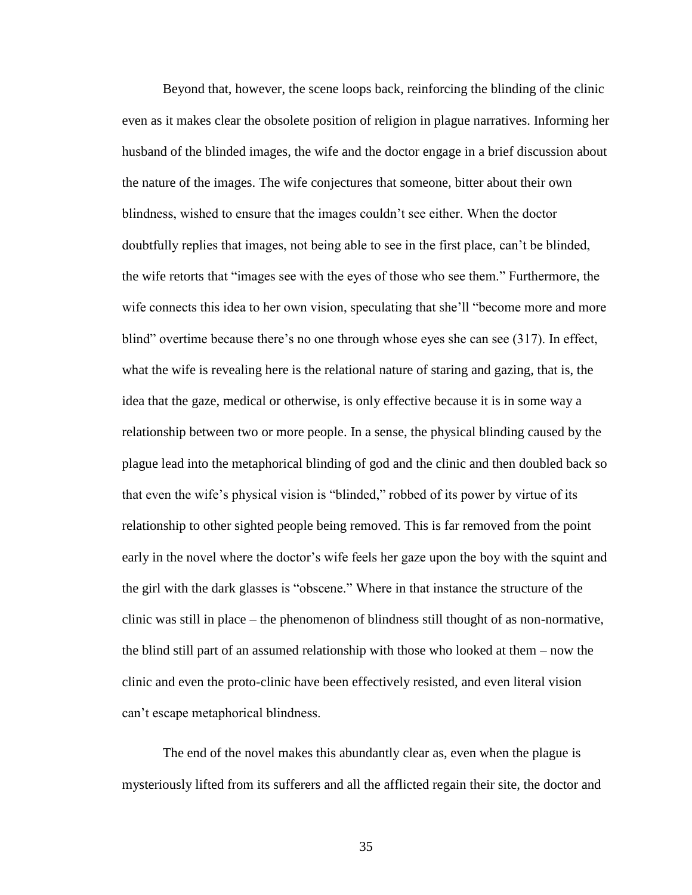Beyond that, however, the scene loops back, reinforcing the blinding of the clinic even as it makes clear the obsolete position of religion in plague narratives. Informing her husband of the blinded images, the wife and the doctor engage in a brief discussion about the nature of the images. The wife conjectures that someone, bitter about their own blindness, wished to ensure that the images couldn't see either. When the doctor doubtfully replies that images, not being able to see in the first place, can't be blinded, the wife retorts that "images see with the eyes of those who see them." Furthermore, the wife connects this idea to her own vision, speculating that she'll "become more and more blind" overtime because there's no one through whose eyes she can see (317). In effect, what the wife is revealing here is the relational nature of staring and gazing, that is, the idea that the gaze, medical or otherwise, is only effective because it is in some way a relationship between two or more people. In a sense, the physical blinding caused by the plague lead into the metaphorical blinding of god and the clinic and then doubled back so that even the wife's physical vision is "blinded," robbed of its power by virtue of its relationship to other sighted people being removed. This is far removed from the point early in the novel where the doctor's wife feels her gaze upon the boy with the squint and the girl with the dark glasses is "obscene." Where in that instance the structure of the clinic was still in place – the phenomenon of blindness still thought of as non-normative, the blind still part of an assumed relationship with those who looked at them – now the clinic and even the proto-clinic have been effectively resisted, and even literal vision can't escape metaphorical blindness.

The end of the novel makes this abundantly clear as, even when the plague is mysteriously lifted from its sufferers and all the afflicted regain their site, the doctor and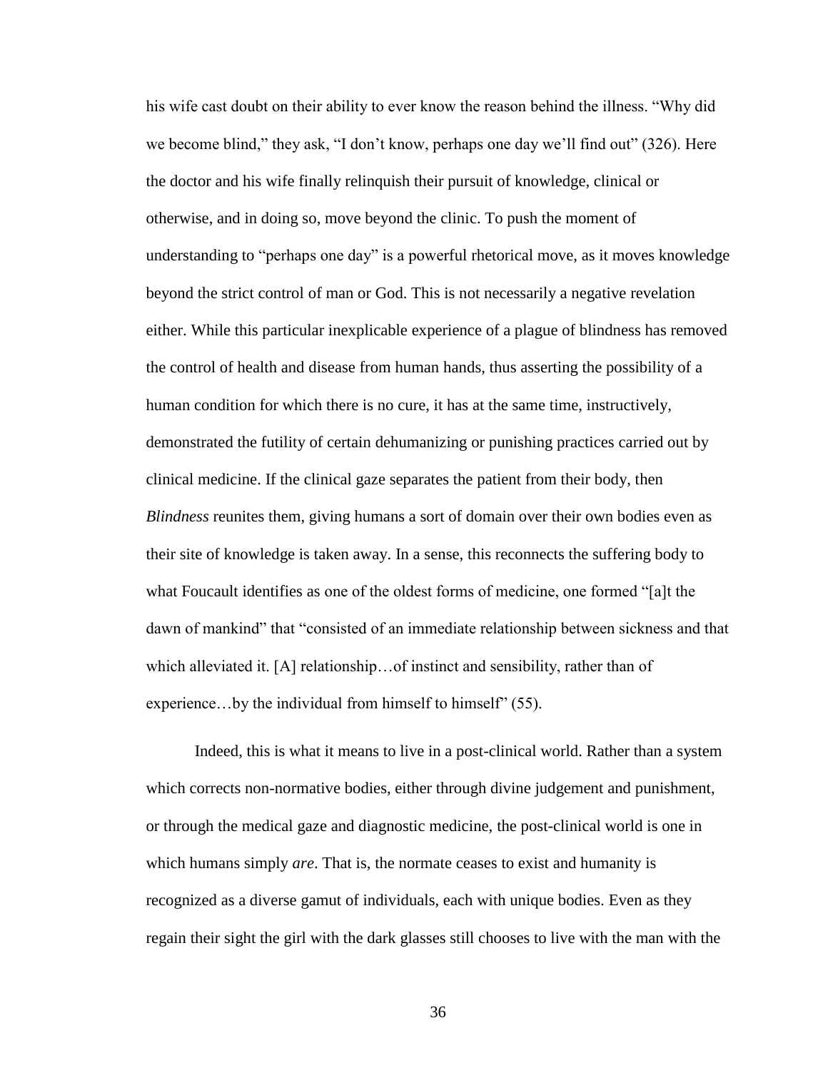his wife cast doubt on their ability to ever know the reason behind the illness. "Why did we become blind," they ask, "I don't know, perhaps one day we'll find out" (326). Here the doctor and his wife finally relinquish their pursuit of knowledge, clinical or otherwise, and in doing so, move beyond the clinic. To push the moment of understanding to "perhaps one day" is a powerful rhetorical move, as it moves knowledge beyond the strict control of man or God. This is not necessarily a negative revelation either. While this particular inexplicable experience of a plague of blindness has removed the control of health and disease from human hands, thus asserting the possibility of a human condition for which there is no cure, it has at the same time, instructively, demonstrated the futility of certain dehumanizing or punishing practices carried out by clinical medicine. If the clinical gaze separates the patient from their body, then *Blindness* reunites them, giving humans a sort of domain over their own bodies even as their site of knowledge is taken away. In a sense, this reconnects the suffering body to what Foucault identifies as one of the oldest forms of medicine, one formed "[a]t the dawn of mankind" that "consisted of an immediate relationship between sickness and that which alleviated it. [A] relationship…of instinct and sensibility, rather than of experience…by the individual from himself to himself" (55).

Indeed, this is what it means to live in a post-clinical world. Rather than a system which corrects non-normative bodies, either through divine judgement and punishment, or through the medical gaze and diagnostic medicine, the post-clinical world is one in which humans simply *are*. That is, the normate ceases to exist and humanity is recognized as a diverse gamut of individuals, each with unique bodies. Even as they regain their sight the girl with the dark glasses still chooses to live with the man with the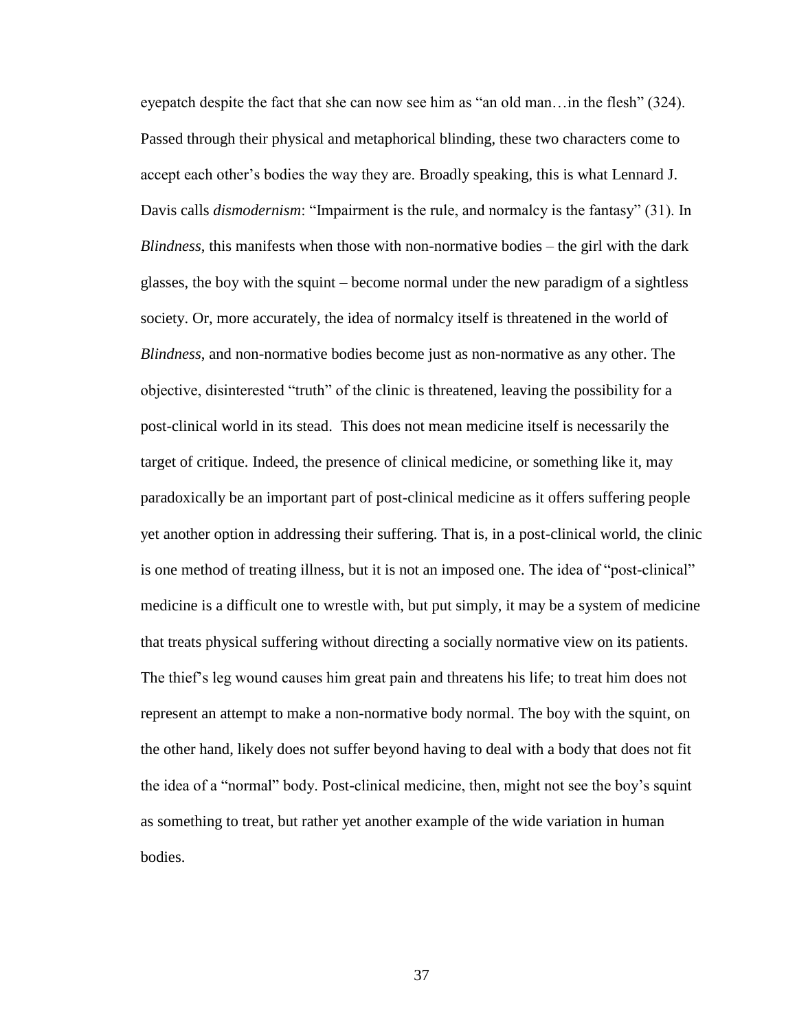eyepatch despite the fact that she can now see him as "an old man…in the flesh" (324). Passed through their physical and metaphorical blinding, these two characters come to accept each other's bodies the way they are. Broadly speaking, this is what Lennard J. Davis calls *dismodernism*: "Impairment is the rule, and normalcy is the fantasy" (31). In *Blindness,* this manifests when those with non-normative bodies – the girl with the dark glasses, the boy with the squint – become normal under the new paradigm of a sightless society. Or, more accurately, the idea of normalcy itself is threatened in the world of *Blindness,* and non-normative bodies become just as non-normative as any other. The objective, disinterested "truth" of the clinic is threatened, leaving the possibility for a post-clinical world in its stead. This does not mean medicine itself is necessarily the target of critique. Indeed, the presence of clinical medicine, or something like it, may paradoxically be an important part of post-clinical medicine as it offers suffering people yet another option in addressing their suffering. That is, in a post-clinical world, the clinic is one method of treating illness, but it is not an imposed one. The idea of "post-clinical" medicine is a difficult one to wrestle with, but put simply, it may be a system of medicine that treats physical suffering without directing a socially normative view on its patients. The thief's leg wound causes him great pain and threatens his life; to treat him does not represent an attempt to make a non-normative body normal. The boy with the squint, on the other hand, likely does not suffer beyond having to deal with a body that does not fit the idea of a "normal" body. Post-clinical medicine, then, might not see the boy's squint as something to treat, but rather yet another example of the wide variation in human bodies.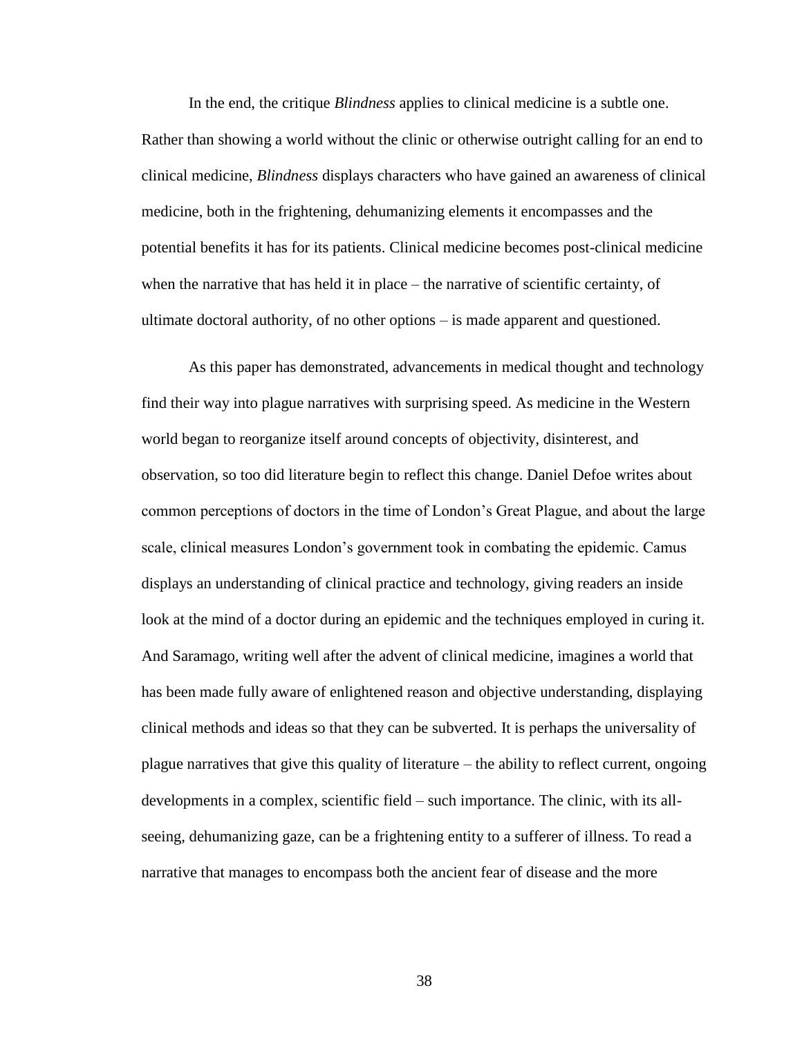In the end, the critique *Blindness* applies to clinical medicine is a subtle one. Rather than showing a world without the clinic or otherwise outright calling for an end to clinical medicine, *Blindness* displays characters who have gained an awareness of clinical medicine, both in the frightening, dehumanizing elements it encompasses and the potential benefits it has for its patients. Clinical medicine becomes post-clinical medicine when the narrative that has held it in place – the narrative of scientific certainty, of ultimate doctoral authority, of no other options – is made apparent and questioned.

As this paper has demonstrated, advancements in medical thought and technology find their way into plague narratives with surprising speed. As medicine in the Western world began to reorganize itself around concepts of objectivity, disinterest, and observation, so too did literature begin to reflect this change. Daniel Defoe writes about common perceptions of doctors in the time of London's Great Plague, and about the large scale, clinical measures London's government took in combating the epidemic. Camus displays an understanding of clinical practice and technology, giving readers an inside look at the mind of a doctor during an epidemic and the techniques employed in curing it. And Saramago, writing well after the advent of clinical medicine, imagines a world that has been made fully aware of enlightened reason and objective understanding, displaying clinical methods and ideas so that they can be subverted. It is perhaps the universality of plague narratives that give this quality of literature – the ability to reflect current, ongoing developments in a complex, scientific field – such importance. The clinic, with its all-seeing, dehumanizing gaze, can be a frightening entity to a sufferer of illness. To read a narrative that manages to encompass both the ancient fear of disease and the more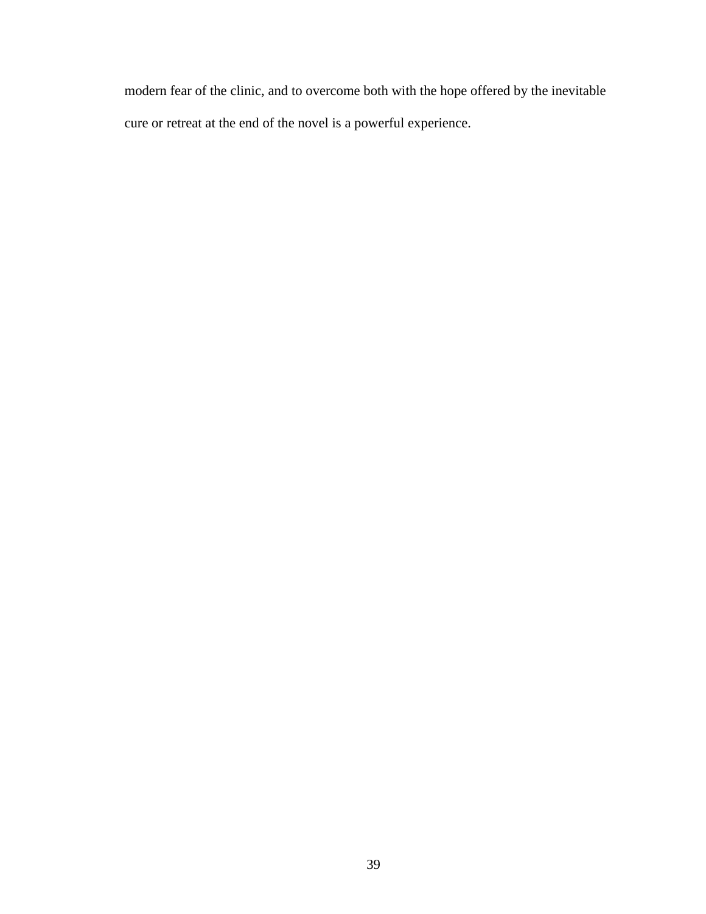modern fear of the clinic, and to overcome both with the hope offered by the inevitable cure or retreat at the end of the novel is a powerful experience.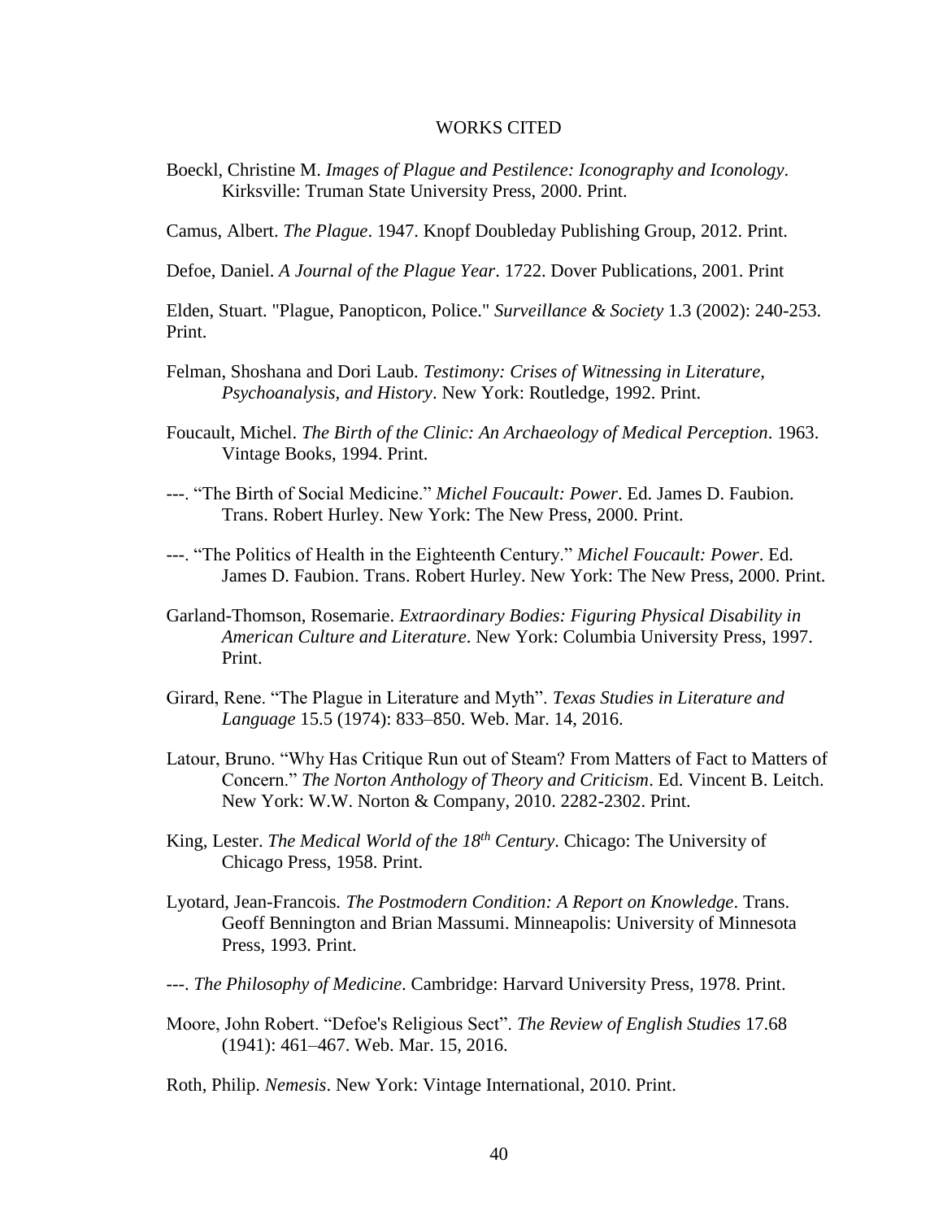# WORKS CITED

Boeckl, Christine M. *Images of Plague and Pestilence: Iconography and Iconology*. Kirksville: Truman State University Press, 2000. Print.

Camus, Albert. *The Plague*. 1947. Knopf Doubleday Publishing Group, 2012. Print.

Defoe, Daniel. *A Journal of the Plague Year*. 1722. Dover Publications, 2001. Print

Elden, Stuart. "Plague, Panopticon, Police." *Surveillance & Society* 1.3 (2002): 240-253. Print.

Felman, Shoshana and Dori Laub. *Testimony: Crises of Witnessing in Literature, Psychoanalysis, and History*. New York: Routledge, 1992. Print.

Foucault, Michel. *The Birth of the Clinic: An Archaeology of Medical Perception*. 1963. Vintage Books, 1994. Print.

---. "The Birth of Social Medicine." *Michel Foucault: Power*. Ed. James D. Faubion. Trans. Robert Hurley. New York: The New Press, 2000. Print.

---. "The Politics of Health in the Eighteenth Century." *Michel Foucault: Power*. Ed. James D. Faubion. Trans. Robert Hurley. New York: The New Press, 2000. Print.

Garland-Thomson, Rosemarie. *Extraordinary Bodies: Figuring Physical Disability in American Culture and Literature*. New York: Columbia University Press, 1997. Print.

Girard, Rene. "The Plague in Literature and Myth". *Texas Studies in Literature and Language* 15.5 (1974): 833–850. Web. Mar. 14, 2016.

Latour, Bruno. "Why Has Critique Run out of Steam? From Matters of Fact to Matters of Concern." *The Norton Anthology of Theory and Criticism*. Ed. Vincent B. Leitch. New York: W.W. Norton & Company, 2010. 2282-2302. Print.

King, Lester. *The Medical World of the 18th Century*. Chicago: The University of Chicago Press, 1958. Print.

Lyotard, Jean-Francois. *The Postmodern Condition: A Report on Knowledge*. Trans. Geoff Bennington and Brian Massumi. Minneapolis: University of Minnesota Press, 1993. Print.

---. *The Philosophy of Medicine*. Cambridge: Harvard University Press, 1978. Print.

Moore, John Robert. "Defoe's Religious Sect". *The Review of English Studies* 17.68 (1941): 461–467. Web. Mar. 15, 2016.

Roth, Philip. *Nemesis*. New York: Vintage International, 2010. Print.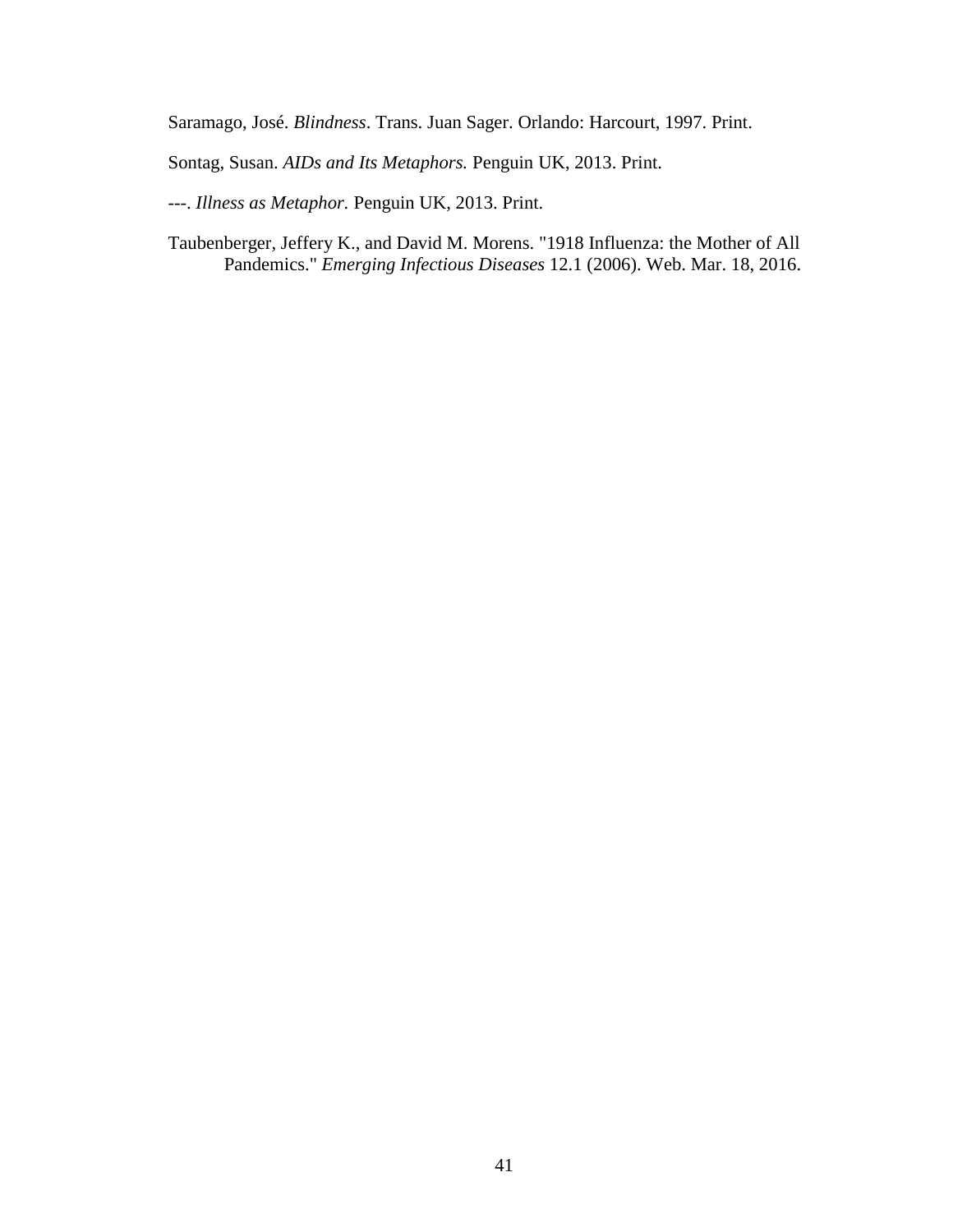Saramago, José. *Blindness*. Trans. Juan Sager. Orlando: Harcourt, 1997. Print.

Sontag, Susan. *AIDs and Its Metaphors.* Penguin UK, 2013. Print.

---. *Illness as Metaphor.* Penguin UK, 2013. Print.

Taubenberger, Jeffery K., and David M. Morens. "1918 Influenza: the Mother of All Pandemics." *Emerging Infectious Diseases* 12.1 (2006). Web. Mar. 18, 2016.